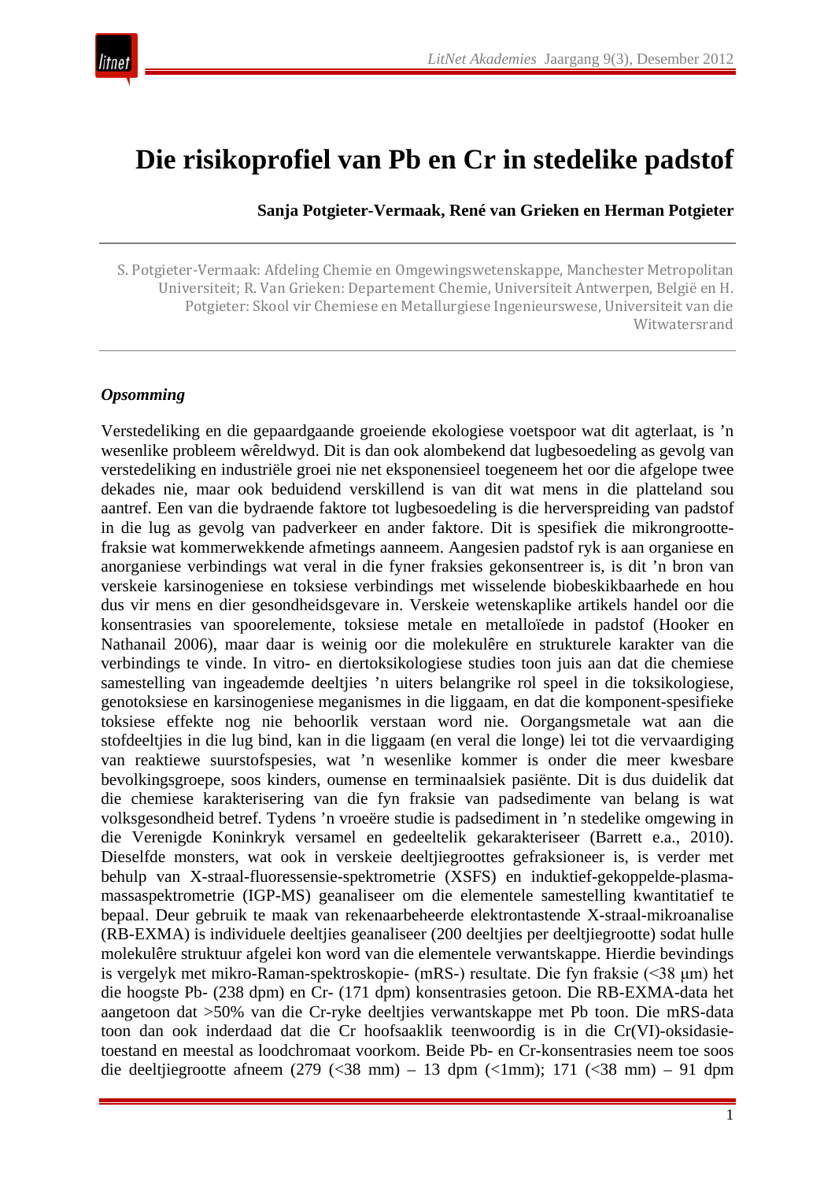// Die risikoprofiel van Pb en Cr in stedelike padstof

**Sanja Potgieter-Vermaak, René van Grieken en Herman Potgieter**

S. Potgieter-Vermaak: Afdeling Chemie en Omgewingswetenskappe, Manchester Metropolitan Universiteit; R. Van Grieken: Departement Chemie, Universiteit Antwerpen, België en H. Potgieter: Skool vir Chemiese en Metallurgiese Ingenieurswese, Universiteit van die Witwatersrand

## *Opsomming*

Verstedeliking en die gepaardgaande groeiende ekologiese voetspoor wat dit agterlaat, is 'n wesenlike probleem wêreldwyd. Dit is dan ook alombekend dat lugbesoedeling as gevolg van verstedeliking en industriële groei nie net eksponensieel toegeneem het oor die afgelope twee dekades nie, maar ook beduidend verskillend is van dit wat mens in die platteland sou aantref. Een van die bydraende faktore tot lugbesoedeling is die herverspreiding van padstof in die lug as gevolg van padverkeer en ander faktore. Dit is spesifiek die mikrongrootte-fraksie wat kommerwekkende afmetings aanneem. Aangesien padstof ryk is aan organiese en anorganiese verbindings wat veral in die fyner fraksies gekonsentreer is, is dit 'n bron van verskeie karsinogeniese en toksiese verbindings met wisselende biobeskikbaarhede en hou dus vir mens en dier gesondheidsgevare in. Verskeie wetenskaplike artikels handel oor die konsentrasies van spoorelemente, toksiese metale en metalloïede in padstof (Hooker en Nathanail 2006), maar daar is weinig oor die molekulêre en strukturele karakter van die verbindings te vinde. In vitro- en diertoksikologiese studies toon juis aan dat die chemiese samestelling van ingeademde deeltjies 'n uiters belangrike rol speel in die toksikologiese, genotoksiese en karsinogeniese meganismes in die liggaam, en dat die komponent-spesifieke toksiese effekte nog nie behoorlik verstaan word nie. Oorgangsmetale wat aan die stofdeeltjies in die lug bind, kan in die liggaam (en veral die longe) lei tot die vervaardiging van reaktiewe suurstofspesies, wat 'n wesenlike kommer is onder die meer kwesbare bevolkingsgroepe, soos kinders, oumense en terminaalsiek pasiënte. Dit is dus duidelik dat die chemiese karakterisering van die fyn fraksie van padsedimente van belang is wat volksgesondheid betref. Tydens 'n vroeëre studie is padsediment in 'n stedelike omgewing in die Verenigde Koninkryk versamel en gedeeltelik gekarakteriseer (Barrett e.a., 2010). Dieselfde monsters, wat ook in verskeie deeltjiegroottes gefraksioneer is, is verder met behulp van X-straal-fluoressensie-spektrometrie (XSFS) en induktief-gekoppelde-plasma-massaspektrometrie (IGP-MS) geanaliseer om die elementele samestelling kwantitatief te bepaal. Deur gebruik te maak van rekenaarbeheerde elektrontastende X-straal-mikroanalise (RB-EXMA) is individuele deeltjies geanaliseer (200 deeltjies per deeltjiegrootte) sodat hulle molekulêre struktuur afgelei kon word van die elementele verwantskappe. Hierdie bevindings is vergelyk met mikro-Raman-spektroskopie- (mRS-) resultate. Die fyn fraksie (<38 µm) het die hoogste Pb- (238 dpm) en Cr- (171 dpm) konsentrasies getoon. Die RB-EXMA-data het aangetoon dat >50% van die Cr-ryke deeltjies verwantskappe met Pb toon. Die mRS-data toon dan ook inderdaad dat die Cr hoofsaaklik teenwoordig is in die Cr(VI)-oksidasie-toestand en meestal as loodchromaat voorkom. Beide Pb- en Cr-konsentrasies neem toe soos die deeltjiegrootte afneem (279 (<38 mm) – 13 dpm (<1mm); 171 (<38 mm) – 91 dpm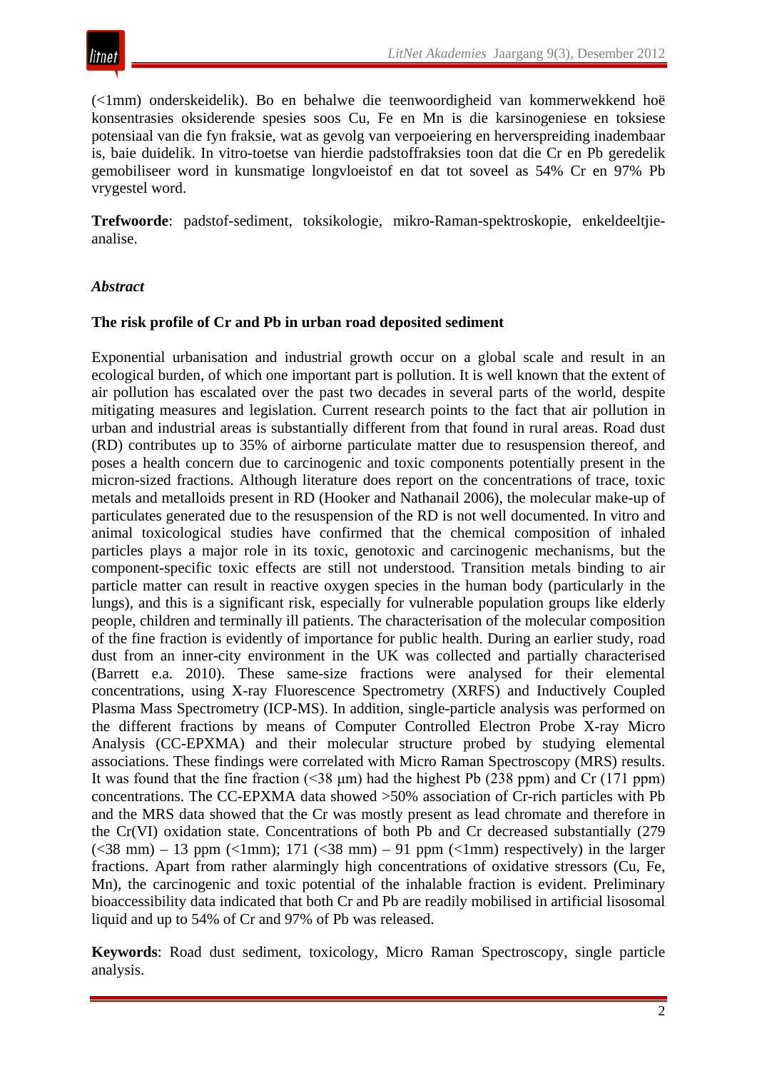(<1mm) onderskeidelik). Bo en behalwe die teenwoordigheid van kommerwekkend hoë konsentrasies oksiderende spesies soos Cu, Fe en Mn is die karsinogeniese en toksiese potensiaal van die fyn fraksie, wat as gevolg van verpoeiering en herverspreiding inadembaar is, baie duidelik. In vitro-toetse van hierdie padstoffraksies toon dat die Cr en Pb geredelik gemobiliseer word in kunsmatige longvloeistof en dat tot soveel as 54% Cr en 97% Pb vrygestel word.

**Trefwoorde**: padstof-sediment, toksikologie, mikro-Raman-spektroskopie, enkeldeeltjie-analise.

*__Abstract__*

**The risk profile of Cr and Pb in urban road deposited sediment**

Exponential urbanisation and industrial growth occur on a global scale and result in an ecological burden, of which one important part is pollution. It is well known that the extent of air pollution has escalated over the past two decades in several parts of the world, despite mitigating measures and legislation. Current research points to the fact that air pollution in urban and industrial areas is substantially different from that found in rural areas. Road dust (RD) contributes up to 35% of airborne particulate matter due to resuspension thereof, and poses a health concern due to carcinogenic and toxic components potentially present in the micron-sized fractions. Although literature does report on the concentrations of trace, toxic metals and metalloids present in RD (Hooker and Nathanail 2006), the molecular make-up of particulates generated due to the resuspension of the RD is not well documented. In vitro and animal toxicological studies have confirmed that the chemical composition of inhaled particles plays a major role in its toxic, genotoxic and carcinogenic mechanisms, but the component-specific toxic effects are still not understood. Transition metals binding to air particle matter can result in reactive oxygen species in the human body (particularly in the lungs), and this is a significant risk, especially for vulnerable population groups like elderly people, children and terminally ill patients. The characterisation of the molecular composition of the fine fraction is evidently of importance for public health. During an earlier study, road dust from an inner-city environment in the UK was collected and partially characterised (Barrett e.a. 2010). These same-size fractions were analysed for their elemental concentrations, using X-ray Fluorescence Spectrometry (XRFS) and Inductively Coupled Plasma Mass Spectrometry (ICP-MS). In addition, single-particle analysis was performed on the different fractions by means of Computer Controlled Electron Probe X-ray Micro Analysis (CC-EPXMA) and their molecular structure probed by studying elemental associations. These findings were correlated with Micro Raman Spectroscopy (MRS) results. It was found that the fine fraction (<38 μm) had the highest Pb (238 ppm) and Cr (171 ppm) concentrations. The CC-EPXMA data showed >50% association of Cr-rich particles with Pb and the MRS data showed that the Cr was mostly present as lead chromate and therefore in the Cr(VI) oxidation state. Concentrations of both Pb and Cr decreased substantially (279 (<38 mm) – 13 ppm (<1mm); 171 (<38 mm) – 91 ppm (<1mm) respectively) in the larger fractions. Apart from rather alarmingly high concentrations of oxidative stressors (Cu, Fe, Mn), the carcinogenic and toxic potential of the inhalable fraction is evident. Preliminary bioaccessibility data indicated that both Cr and Pb are readily mobilised in artificial lisosomal liquid and up to 54% of Cr and 97% of Pb was released.

**Keywords**: Road dust sediment, toxicology, Micro Raman Spectroscopy, single particle analysis.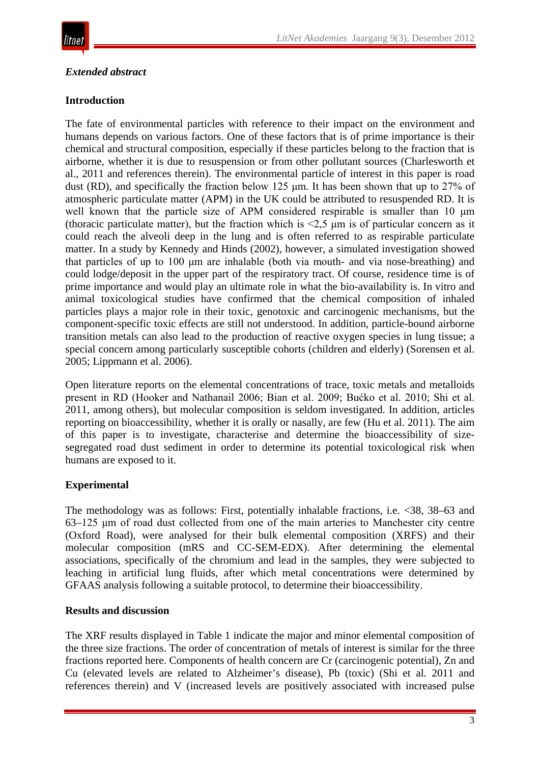***Extended abstract***

**Introduction**

The fate of environmental particles with reference to their impact on the environment and humans depends on various factors. One of these factors that is of prime importance is their chemical and structural composition, especially if these particles belong to the fraction that is airborne, whether it is due to resuspension or from other pollutant sources (Charlesworth et al., 2011 and references therein). The environmental particle of interest in this paper is road dust (RD), and specifically the fraction below 125 μm. It has been shown that up to 27% of atmospheric particulate matter (APM) in the UK could be attributed to resuspended RD. It is well known that the particle size of APM considered respirable is smaller than 10 μm (thoracic particulate matter), but the fraction which is <2,5 μm is of particular concern as it could reach the alveoli deep in the lung and is often referred to as respirable particulate matter. In a study by Kennedy and Hinds (2002), however, a simulated investigation showed that particles of up to 100 μm are inhalable (both via mouth- and via nose-breathing) and could lodge/deposit in the upper part of the respiratory tract. Of course, residence time is of prime importance and would play an ultimate role in what the bio-availability is. In vitro and animal toxicological studies have confirmed that the chemical composition of inhaled particles plays a major role in their toxic, genotoxic and carcinogenic mechanisms, but the component-specific toxic effects are still not understood. In addition, particle-bound airborne transition metals can also lead to the production of reactive oxygen species in lung tissue; a special concern among particularly susceptible cohorts (children and elderly) (Sorensen et al. 2005; Lippmann et al. 2006).

Open literature reports on the elemental concentrations of trace, toxic metals and metalloids present in RD (Hooker and Nathanail 2006; Bian et al. 2009; Bućko et al. 2010; Shi et al. 2011, among others), but molecular composition is seldom investigated. In addition, articles reporting on bioaccessibility, whether it is orally or nasally, are few (Hu et al. 2011). The aim of this paper is to investigate, characterise and determine the bioaccessibility of size-segregated road dust sediment in order to determine its potential toxicological risk when humans are exposed to it.

**Experimental**

The methodology was as follows: First, potentially inhalable fractions, i.e. <38, 38–63 and 63–125 μm of road dust collected from one of the main arteries to Manchester city centre (Oxford Road), were analysed for their bulk elemental composition (XRFS) and their molecular composition (mRS and CC-SEM-EDX). After determining the elemental associations, specifically of the chromium and lead in the samples, they were subjected to leaching in artificial lung fluids, after which metal concentrations were determined by GFAAS analysis following a suitable protocol, to determine their bioaccessibility.

**Results and discussion**

The XRF results displayed in Table 1 indicate the major and minor elemental composition of the three size fractions. The order of concentration of metals of interest is similar for the three fractions reported here. Components of health concern are Cr (carcinogenic potential), Zn and Cu (elevated levels are related to Alzheimer's disease), Pb (toxic) (Shi et al. 2011 and references therein) and V (increased levels are positively associated with increased pulse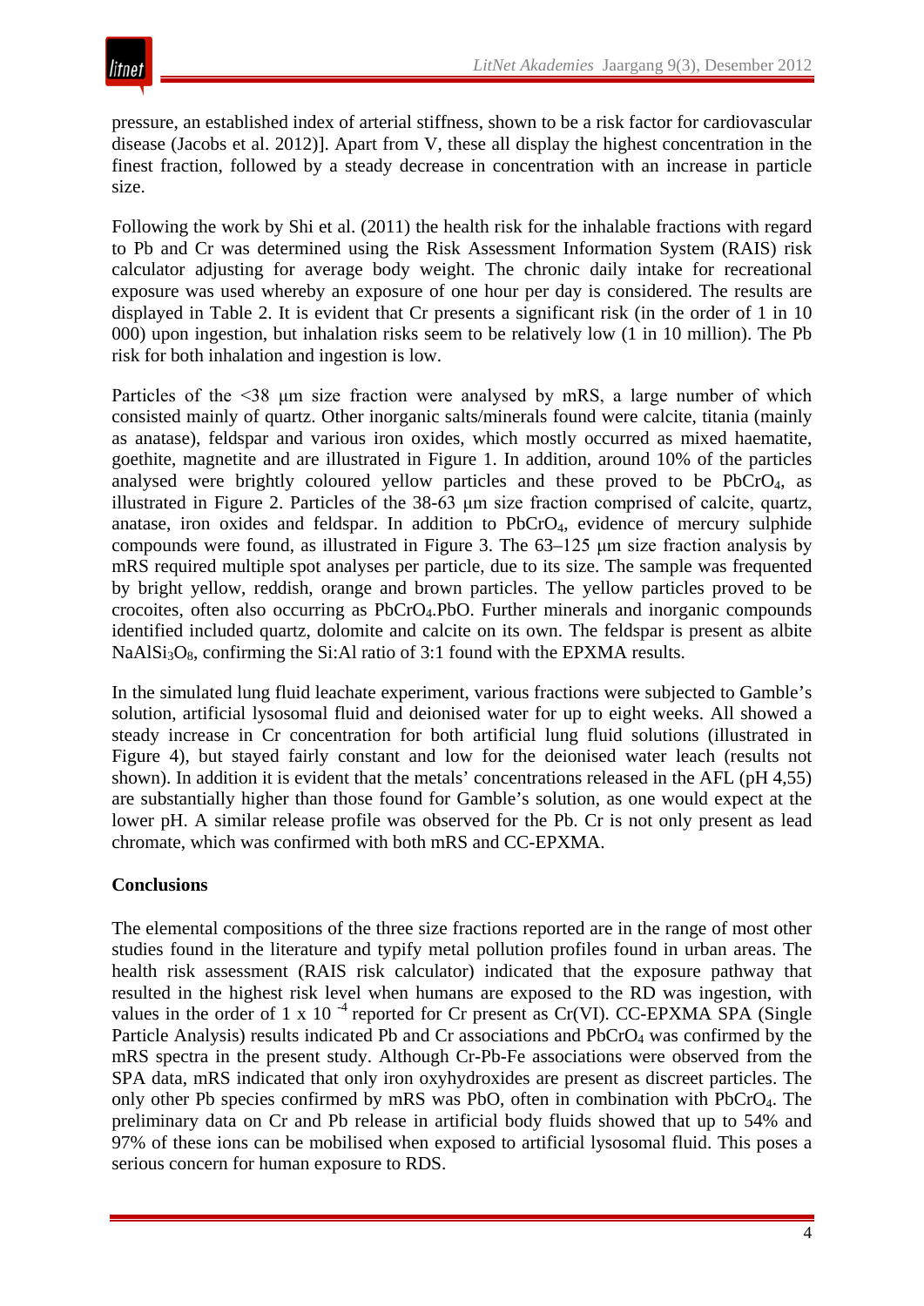pressure, an established index of arterial stiffness, shown to be a risk factor for cardiovascular disease (Jacobs et al. 2012)]. Apart from V, these all display the highest concentration in the finest fraction, followed by a steady decrease in concentration with an increase in particle size.

Following the work by Shi et al. (2011) the health risk for the inhalable fractions with regard to Pb and Cr was determined using the Risk Assessment Information System (RAIS) risk calculator adjusting for average body weight. The chronic daily intake for recreational exposure was used whereby an exposure of one hour per day is considered. The results are displayed in Table 2. It is evident that Cr presents a significant risk (in the order of 1 in 10 000) upon ingestion, but inhalation risks seem to be relatively low (1 in 10 million). The Pb risk for both inhalation and ingestion is low.

Particles of the <38 µm size fraction were analysed by mRS, a large number of which consisted mainly of quartz. Other inorganic salts/minerals found were calcite, titania (mainly as anatase), feldspar and various iron oxides, which mostly occurred as mixed haematite, goethite, magnetite and are illustrated in Figure 1. In addition, around 10% of the particles analysed were brightly coloured yellow particles and these proved to be $PbCrO_4$, as illustrated in Figure 2. Particles of the 38-63 µm size fraction comprised of calcite, quartz, anatase, iron oxides and feldspar. In addition to $PbCrO_4$, evidence of mercury sulphide compounds were found, as illustrated in Figure 3. The 63–125 µm size fraction analysis by mRS required multiple spot analyses per particle, due to its size. The sample was frequented by bright yellow, reddish, orange and brown particles. The yellow particles proved to be crocoites, often also occurring as $PbCrO_4.PbO$. Further minerals and inorganic compounds identified included quartz, dolomite and calcite on its own. The feldspar is present as albite $NaAlSi_3O_8$, confirming the Si:Al ratio of 3:1 found with the EPXMA results.

In the simulated lung fluid leachate experiment, various fractions were subjected to Gamble's solution, artificial lysosomal fluid and deionised water for up to eight weeks. All showed a steady increase in Cr concentration for both artificial lung fluid solutions (illustrated in Figure 4), but stayed fairly constant and low for the deionised water leach (results not shown). In addition it is evident that the metals' concentrations released in the AFL (pH 4,55) are substantially higher than those found for Gamble's solution, as one would expect at the lower pH. A similar release profile was observed for the Pb. Cr is not only present as lead chromate, which was confirmed with both mRS and CC-EPXMA.

**Conclusions**

The elemental compositions of the three size fractions reported are in the range of most other studies found in the literature and typify metal pollution profiles found in urban areas. The health risk assessment (RAIS risk calculator) indicated that the exposure pathway that resulted in the highest risk level when humans are exposed to the RD was ingestion, with values in the order of $1 \times 10^{-4}$ reported for Cr present as Cr(VI). CC-EPXMA SPA (Single Particle Analysis) results indicated Pb and Cr associations and $PbCrO_4$ was confirmed by the mRS spectra in the present study. Although Cr-Pb-Fe associations were observed from the SPA data, mRS indicated that only iron oxyhydroxides are present as discreet particles. The only other Pb species confirmed by mRS was PbO, often in combination with $PbCrO_4$. The preliminary data on Cr and Pb release in artificial body fluids showed that up to 54% and 97% of these ions can be mobilised when exposed to artificial lysosomal fluid. This poses a serious concern for human exposure to RDS.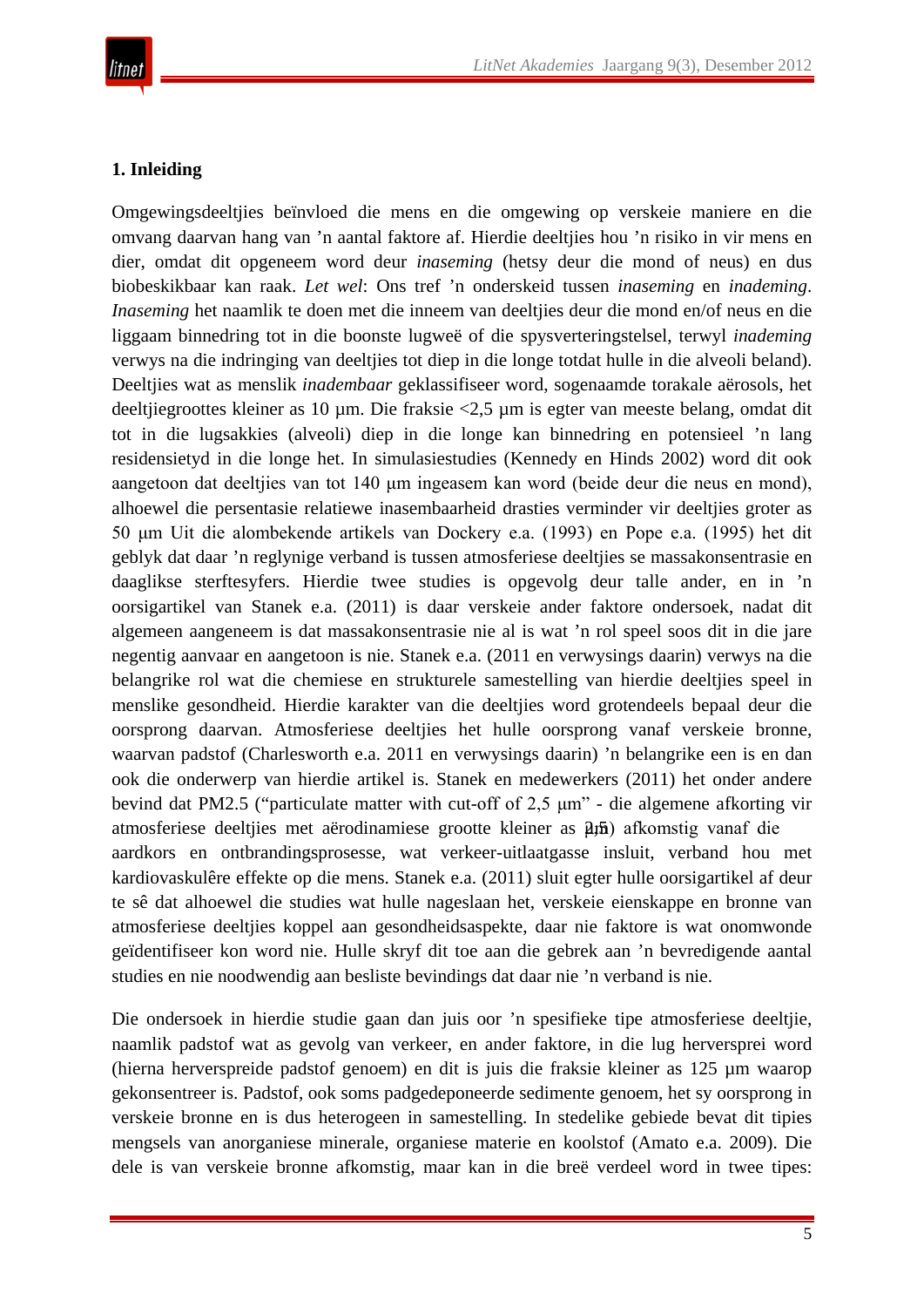## 1. Inleiding

Omgewingsdeeltjies beïnvloed die mens en die omgewing op verskeie maniere en die omvang daarvan hang van ’n aantal faktore af. Hierdie deeltjies hou ’n risiko in vir mens en dier, omdat dit opgeneem word deur *inaseming* (hetsy deur die mond of neus) en dus biobeskikbaar kan raak. *Let wel*: Ons tref ’n onderskeid tussen *inaseming* en *inademing*. *Inaseming* het naamlik te doen met die inneem van deeltjies deur die mond en/of neus en die liggaam binnedring tot in die boonste lugweë of die spysverteringstelsel, terwyl *inademing* verwys na die indringing van deeltjies tot diep in die longe totdat hulle in die alveoli beland). Deeltjies wat as menslik *inadembaar* geklassifiseer word, sogenaamde torakale aërosols, het deeltjiegroottes kleiner as 10 µm. Die fraksie <2,5 µm is egter van meeste belang, omdat dit tot in die lugsakkies (alveoli) diep in die longe kan binnedring en potensieel ’n lang residensietyd in die longe het. In simulasiestudies (Kennedy en Hinds 2002) word dit ook aangetoon dat deeltjies van tot 140 µm ingeasem kan word (beide deur die neus en mond), alhoewel die persentasie relatiewe inasembaarheid drasties verminder vir deeltjies groter as 50 µm Uit die alombekende artikels van Dockery e.a. (1993) en Pope e.a. (1995) het dit geblyk dat daar ’n reglynige verband is tussen atmosferiese deeltjies se massakonsentrasie en daaglikse sterftesyfers. Hierdie twee studies is opgevolg deur talle ander, en in ’n oorsigartikel van Stanek e.a. (2011) is daar verskeie ander faktore ondersoek, nadat dit algemeen aangeneem is dat massakonsentrasie nie al is wat ’n rol speel soos dit in die jare negentig aanvaar en aangetoon is nie. Stanek e.a. (2011 en verwysings daarin) verwys na die belangrike rol wat die chemiese en strukturele samestelling van hierdie deeltjies speel in menslike gesondheid. Hierdie karakter van die deeltjies word grotendeels bepaal deur die oorsprong daarvan. Atmosferiese deeltjies het hulle oorsprong vanaf verskeie bronne, waarvan padstof (Charlesworth e.a. 2011 en verwysings daarin) ’n belangrike een is en dan ook die onderwerp van hierdie artikel is. Stanek en medewerkers (2011) het onder andere bevind dat PM2.5 (“particulate matter with cut-off of 2,5 µm” - die algemene afkorting vir atmosferiese deeltjies met aërodinamiese grootte kleiner as 2,5 µm) afkomstig vanaf die aardkors en ontbrandingsprosesse, wat verkeer-uitlaatgasse insluit, verband hou met kardiovaskulêre effekte op die mens. Stanek e.a. (2011) sluit egter hulle oorsigartikel af deur te sê dat alhoewel die studies wat hulle nageslaan het, verskeie eienskappe en bronne van atmosferiese deeltjies koppel aan gesondheidsaspekte, daar nie faktore is wat onomwonde geïdentifiseer kon word nie. Hulle skryf dit toe aan die gebrek aan ’n bevredigende aantal studies en nie noodwendig aan besliste bevindings dat daar nie ’n verband is nie.

Die ondersoek in hierdie studie gaan dan juis oor ’n spesifieke tipe atmosferiese deeltjie, naamlik padstof wat as gevolg van verkeer, en ander faktore, in die lug herversprei word (hierna herverspreide padstof genoem) en dit is juis die fraksie kleiner as 125 µm waarop gekonsentreer is. Padstof, ook soms padgedeponeerde sedimente genoem, het sy oorsprong in verskeie bronne en is dus heterogeen in samestelling. In stedelike gebiede bevat dit tipies mengsels van anorganiese minerale, organiese materie en koolstof (Amato e.a. 2009). Die dele is van verskeie bronne afkomstig, maar kan in die breë verdeel word in twee tipes: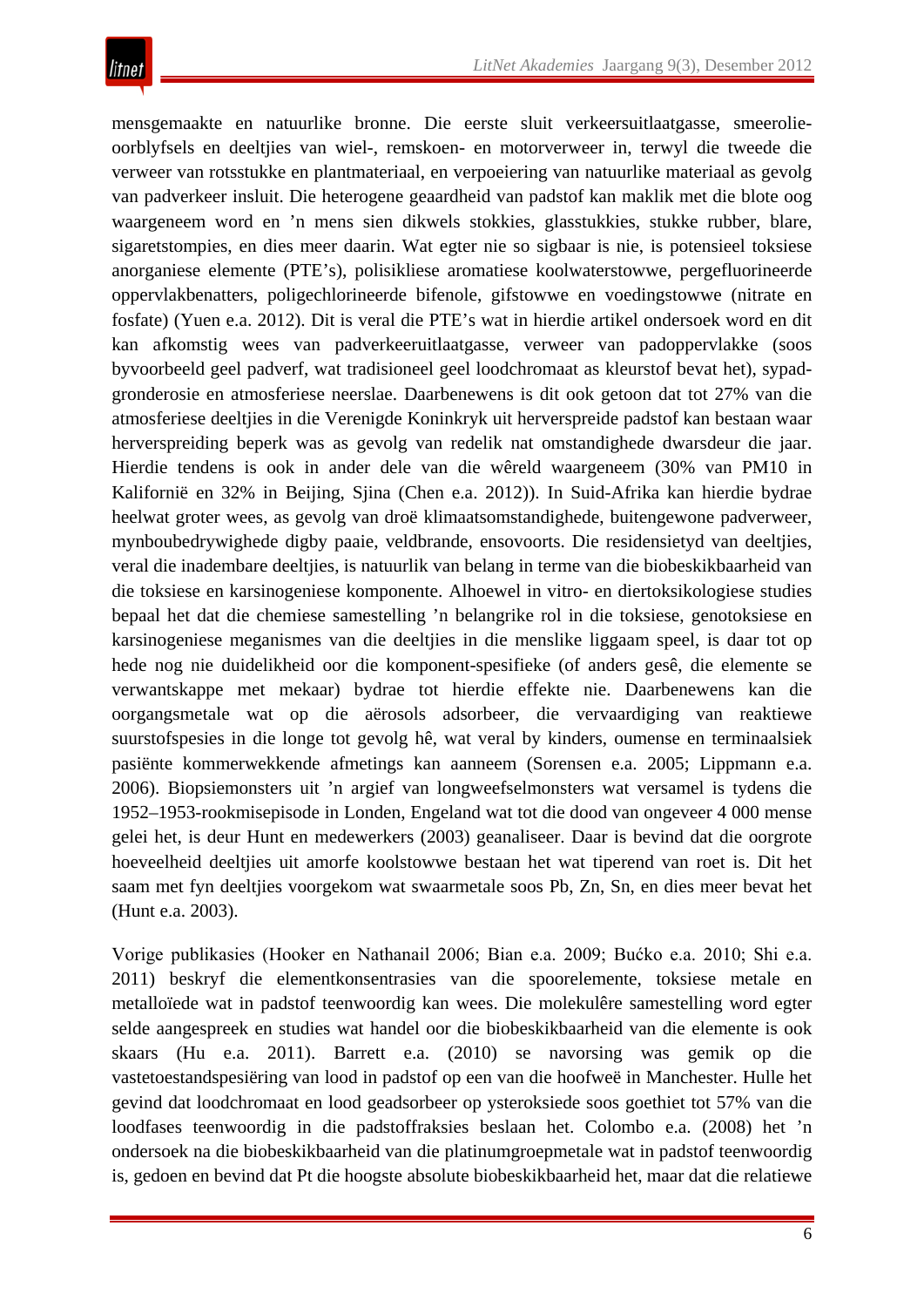mensgemaakte en natuurlike bronne. Die eerste sluit verkeersuitlaatgasse, smeerolie-oorblyfsels en deeltjies van wiel-, remskoen- en motorverweer in, terwyl die tweede die verweer van rotsstukke en plantmateriaal, en verpoeiering van natuurlike materiaal as gevolg van padverkeer insluit. Die heterogene geaardheid van padstof kan maklik met die blote oog waargeneem word en ’n mens sien dikwels stokkies, glasstukkies, stukke rubber, blare, sigaretstompies, en dies meer daarin. Wat egter nie so sigbaar is nie, is potensieel toksiese anorganiese elemente (PTE’s), polisikliese aromatiese koolwaterstowwe, pergefluorineerde oppervlakbenatters, poligechlorineerde bifenole, gifstowwe en voedingstowwe (nitrate en fosfate) (Yuen e.a. 2012). Dit is veral die PTE’s wat in hierdie artikel ondersoek word en dit kan afkomstig wees van padverkeeruitlaatgasse, verweer van padoppervlakke (soos byvoorbeeld geel padverf, wat tradisioneel geel loodchromaat as kleurstof bevat het), sypad-gronderosie en atmosferiese neerslae. Daarbenewens is dit ook getoon dat tot 27% van die atmosferiese deeltjies in die Verenigde Koninkryk uit herverspreide padstof kan bestaan waar herverspreiding beperk was as gevolg van redelik nat omstandighede dwarsdeur die jaar. Hierdie tendens is ook in ander dele van die wêreld waargeneem (30% van PM10 in Kalifornië en 32% in Beijing, Sjina (Chen e.a. 2012)). In Suid-Afrika kan hierdie bydrae heelwat groter wees, as gevolg van droë klimaatsomstandighede, buitengewone padverweer, mynboubedrywighede digby paaie, veldbrande, ensovoorts. Die residensietyd van deeltjies, veral die inadembare deeltjies, is natuurlik van belang in terme van die biobeskikbaarheid van die toksiese en karsinogeniese komponente. Alhoewel in vitro- en diertoksikologiese studies bepaal het dat die chemiese samestelling ’n belangrike rol in die toksiese, genotoksiese en karsinogeniese meganismes van die deeltjies in die menslike liggaam speel, is daar tot op hede nog nie duidelikheid oor die komponent-spesifieke (of anders gesê, die elemente se verwantskappe met mekaar) bydrae tot hierdie effekte nie. Daarbenewens kan die oorgangsmetale wat op die aërosols adsorbeer, die vervaardiging van reaktiewe suurstofspesies in die longe tot gevolg hê, wat veral by kinders, oumense en terminaalsiek pasiënte kommerwekkende afmetings kan aanneem (Sorensen e.a. 2005; Lippmann e.a. 2006). Biopsiemonsters uit ’n argief van longweefselmonsters wat versamel is tydens die 1952–1953-rookmisepisode in Londen, Engeland wat tot die dood van ongeveer 4 000 mense gelei het, is deur Hunt en medewerkers (2003) geanaliseer. Daar is bevind dat die oorgrote hoeveelheid deeltjies uit amorfe koolstowwe bestaan het wat tiperend van roet is. Dit het saam met fyn deeltjies voorgekom wat swaarmetale soos Pb, Zn, Sn, en dies meer bevat het (Hunt e.a. 2003).

Vorige publikasies (Hooker en Nathanail 2006; Bian e.a. 2009; Bućko e.a. 2010; Shi e.a. 2011) beskryf die elementkonsentrasies van die spoorelemente, toksiese metale en metalloïede wat in padstof teenwoordig kan wees. Die molekulêre samestelling word egter selde aangespreek en studies wat handel oor die biobeskikbaarheid van die elemente is ook skaars (Hu e.a. 2011). Barrett e.a. (2010) se navorsing was gemik op die vastetoestandspesiëring van lood in padstof op een van die hoofweë in Manchester. Hulle het gevind dat loodchromaat en lood geadsorbeer op ysteroksiede soos goethiet tot 57% van die loodfases teenwoordig in die padstoffraksies beslaan het. Colombo e.a. (2008) het ’n ondersoek na die biobeskikbaarheid van die platinumgroepmetale wat in padstof teenwoordig is, gedoen en bevind dat Pt die hoogste absolute biobeskikbaarheid het, maar dat die relatiewe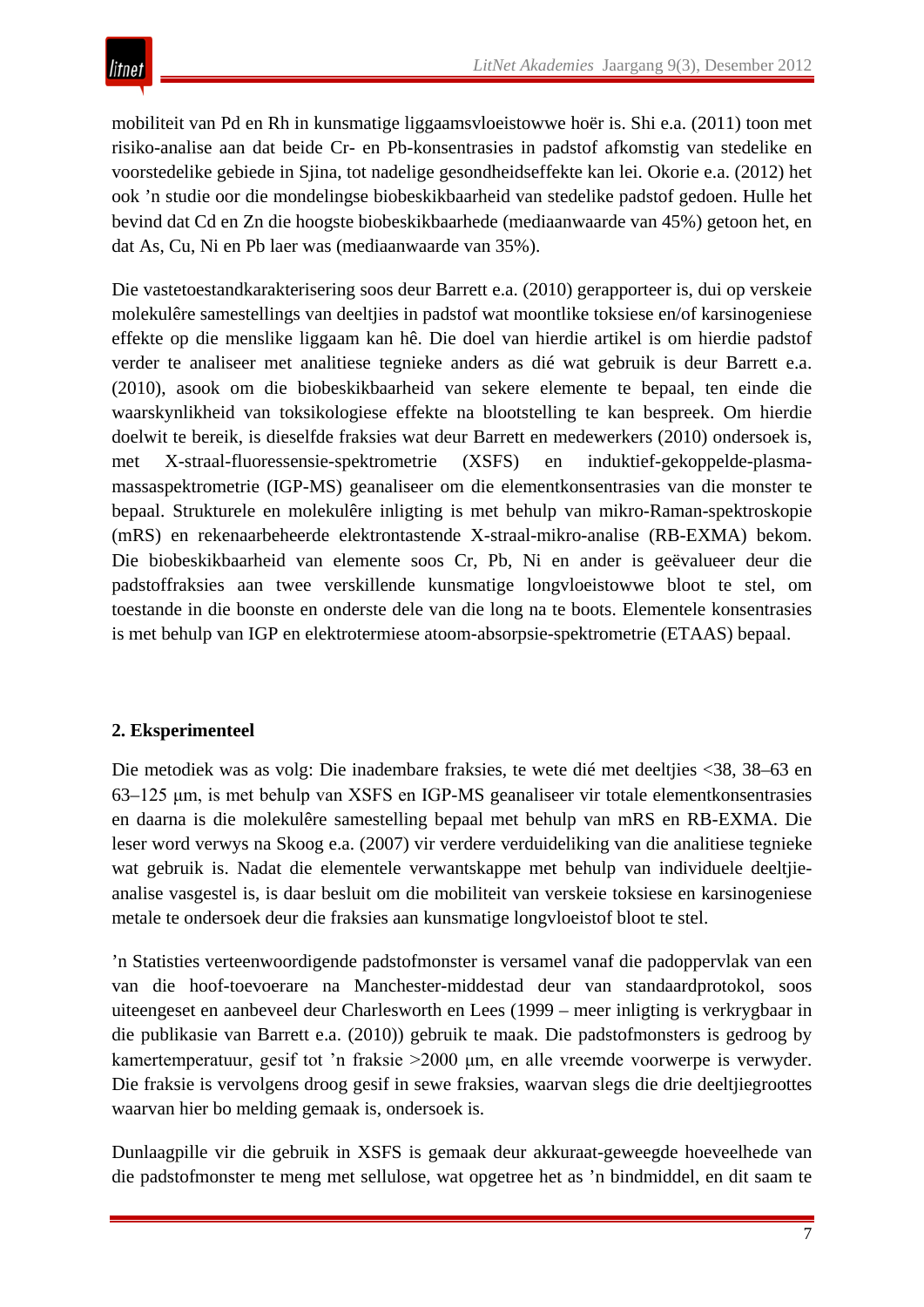mobiliteit van Pd en Rh in kunsmatige liggaamsvloeistowwe hoër is. Shi e.a. (2011) toon met risiko-analise aan dat beide Cr- en Pb-konsentrasies in padstof afkomstig van stedelike en voorstedelike gebiede in Sjina, tot nadelige gesondheidseffekte kan lei. Okorie e.a. (2012) het ook ’n studie oor die mondelingse biobeskikbaarheid van stedelike padstof gedoen. Hulle het bevind dat Cd en Zn die hoogste biobeskikbaarhede (mediaanwaarde van 45%) getoon het, en dat As, Cu, Ni en Pb laer was (mediaanwaarde van 35%).

Die vastetoestandkarakterisering soos deur Barrett e.a. (2010) gerapporteer is, dui op verskeie molekulêre samestellings van deeltjies in padstof wat moontlike toksiese en/of karsinogeniese effekte op die menslike liggaam kan hê. Die doel van hierdie artikel is om hierdie padstof verder te analiseer met analitiese tegnieke anders as dié wat gebruik is deur Barrett e.a. (2010), asook om die biobeskikbaarheid van sekere elemente te bepaal, ten einde die waarskynlikheid van toksikologiese effekte na blootstelling te kan bespreek. Om hierdie doelwit te bereik, is dieselfde fraksies wat deur Barrett en medewerkers (2010) ondersoek is, met X-straal-fluoressensie-spektrometrie (XSFS) en induktief-gekoppelde-plasma-massaspektrometrie (IGP-MS) geanaliseer om die elementkonsentrasies van die monster te bepaal. Strukturele en molekulêre inligting is met behulp van mikro-Raman-spektroskopie (mRS) en rekenaarbeheerde elektrontastende X-straal-mikro-analise (RB-EXMA) bekom. Die biobeskikbaarheid van elemente soos Cr, Pb, Ni en ander is geëvalueer deur die padstoffraksies aan twee verskillende kunsmatige longvloeistowwe bloot te stel, om toestande in die boonste en onderste dele van die long na te boots. Elementele konsentrasies is met behulp van IGP en elektrotermiese atoom-absorpsie-spektrometrie (ETAAS) bepaal.

## 2. Eksperimenteel

Die metodiek was as volg: Die inadembare fraksies, te wete dié met deeltjies <38, 38–63 en 63–125 μm, is met behulp van XSFS en IGP-MS geanaliseer vir totale elementkonsentrasies en daarna is die molekulêre samestelling bepaal met behulp van mRS en RB-EXMA. Die leser word verwys na Skoog e.a. (2007) vir verdere verduideliking van die analitiese tegnieke wat gebruik is. Nadat die elementele verwantskappe met behulp van individuele deeltjie-analise vasgestel is, is daar besluit om die mobiliteit van verskeie toksiese en karsinogeniese metale te ondersoek deur die fraksies aan kunsmatige longvloeistof bloot te stel.

’n Statisties verteenwoordigende padstofmonster is versamel vanaf die padoppervlak van een van die hoof-toevoerare na Manchester-middestad deur van standaardprotokol, soos uiteengeset en aanbeveel deur Charlesworth en Lees (1999 – meer inligting is verkrygbaar in die publikasie van Barrett e.a. (2010)) gebruik te maak. Die padstofmonsters is gedroog by kamertemperatuur, gesif tot ’n fraksie >2000 μm, en alle vreemde voorwerpe is verwyder. Die fraksie is vervolgens droog gesif in sewe fraksies, waarvan slegs die drie deeltjiegroottes waarvan hier bo melding gemaak is, ondersoek is.

Dunlaagpille vir die gebruik in XSFS is gemaak deur akkuraat-geweegde hoeveelhede van die padstofmonster te meng met sellulose, wat opgetree het as ’n bindmiddel, en dit saam te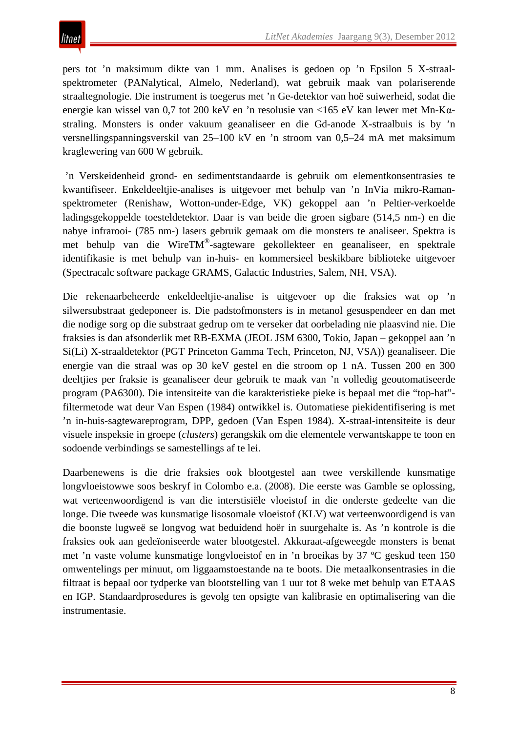pers tot ’n maksimum dikte van 1 mm. Analises is gedoen op ’n Epsilon 5 X-straal-spektrometer (PANalytical, Almelo, Nederland), wat gebruik maak van polariserende straaltegnologie. Die instrument is toegerus met ’n Ge-detektor van hoë suiwerheid, sodat die energie kan wissel van 0,7 tot 200 keV en ’n resolusie van <165 eV kan lewer met Mn-Kα-straling. Monsters is onder vakuum geanaliseer en die Gd-anode X-straalbuis is by ’n versnellingspanningsverskil van 25–100 kV en ’n stroom van 0,5–24 mA met maksimum kraglewering van 600 W gebruik.

’n Verskeidenheid grond- en sedimentstandaarde is gebruik om elementkonsentrasies te kwantifiseer. Enkeldeeltjie-analises is uitgevoer met behulp van ’n InVia mikro-Raman-spektrometer (Renishaw, Wotton-under-Edge, VK) gekoppel aan ’n Peltier-verkoelde ladingsgekoppelde toesteldetektor. Daar is van beide die groen sigbare (514,5 nm-) en die nabye infrarooi- (785 nm-) lasers gebruik gemaak om die monsters te analiseer. Spektra is met behulp van die WireTM®-sagteware gekollekteer en geanaliseer, en spektrale identifikasie is met behulp van in-huis- en kommersieel beskikbare biblioteke uitgevoer (Spectracalc software package GRAMS, Galactic Industries, Salem, NH, VSA).

Die rekenaarbeheerde enkeldeeltjie-analise is uitgevoer op die fraksies wat op ’n silwersubstraat gedeponeer is. Die padstofmonsters is in metanol gesuspendeer en dan met die nodige sorg op die substraat gedrup om te verseker dat oorbelading nie plaasvind nie. Die fraksies is dan afsonderlik met RB-EXMA (JEOL JSM 6300, Tokio, Japan – gekoppel aan ’n Si(Li) X-straaldetektor (PGT Princeton Gamma Tech, Princeton, NJ, VSA)) geanaliseer. Die energie van die straal was op 30 keV gestel en die stroom op 1 nA. Tussen 200 en 300 deeltjies per fraksie is geanaliseer deur gebruik te maak van ’n volledig geoutomatiseerde program (PA6300). Die intensiteite van die karakteristieke pieke is bepaal met die “top-hat”-filtermetode wat deur Van Espen (1984) ontwikkel is. Outomatiese piekidentifisering is met ’n in-huis-sagtewareprogram, DPP, gedoen (Van Espen 1984). X-straal-intensiteite is deur visuele inspeksie in groepe (*clusters*) gerangskik om die elementele verwantskappe te toon en sodoende verbindings se samestellings af te lei.

Daarbenewens is die drie fraksies ook blootgestel aan twee verskillende kunsmatige longvloeistowwe soos beskryf in Colombo e.a. (2008). Die eerste was Gamble se oplossing, wat verteenwoordigend is van die interstisiële vloeistof in die onderste gedeelte van die longe. Die tweede was kunsmatige lisosomale vloeistof (KLV) wat verteenwoordigend is van die boonste lugweë se longvog wat beduidend hoër in suurgehalte is. As ’n kontrole is die fraksies ook aan gedeïoniseerde water blootgestel. Akkuraat-afgeweegde monsters is benat met ’n vaste volume kunsmatige longvloeistof en in ’n broeikas by 37 ºC geskud teen 150 omwentelings per minuut, om liggaamstoestande na te boots. Die metaalkonsentrasies in die filtraat is bepaal oor tydperke van blootstelling van 1 uur tot 8 weke met behulp van ETAAS en IGP. Standaardprosedures is gevolg ten opsigte van kalibrasie en optimalisering van die instrumentasie.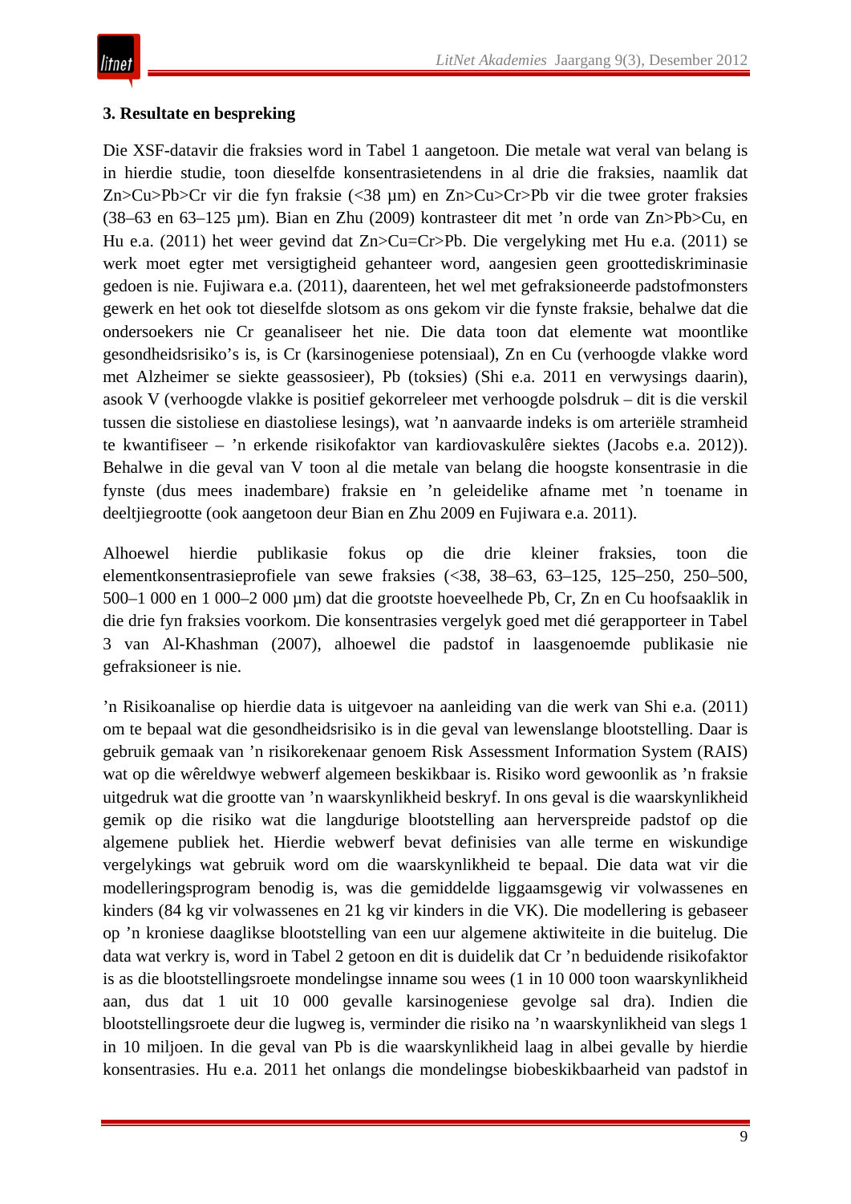### 3. Resultate en bespreking

Die XSF-datavir die fraksies word in Tabel 1 aangetoon. Die metale wat veral van belang is in hierdie studie, toon dieselfde konsentrasietendens in al drie die fraksies, naamlik dat Zn>Cu>Pb>Cr vir die fyn fraksie (<38 µm) en Zn>Cu>Cr>Pb vir die twee groter fraksies (38–63 en 63–125 µm). Bian en Zhu (2009) kontrasteer dit met 'n orde van Zn>Pb>Cu, en Hu e.a. (2011) het weer gevind dat Zn>Cu=Cr>Pb. Die vergelyking met Hu e.a. (2011) se werk moet egter met versigtigheid gehanteer word, aangesien geen groottediskriminasie gedoen is nie. Fujiwara e.a. (2011), daarenteen, het wel met gefraksioneerde padstofmonsters gewerk en het ook tot dieselfde slotsom as ons gekom vir die fynste fraksie, behalwe dat die ondersoekers nie Cr geanaliseer het nie. Die data toon dat elemente wat moontlike gesondheidsrisiko's is, is Cr (karsinogeniese potensiaal), Zn en Cu (verhoogde vlakke word met Alzheimer se siekte geassosieer), Pb (toksies) (Shi e.a. 2011 en verwysings daarin), asook V (verhoogde vlakke is positief gekorreleer met verhoogde polsdruk – dit is die verskil tussen die sistoliese en diastoliese lesings), wat 'n aanvaarde indeks is om arteriële stramheid te kwantifiseer – 'n erkende risikofaktor van kardiovaskulêre siektes (Jacobs e.a. 2012)). Behalwe in die geval van V toon al die metale van belang die hoogste konsentrasie in die fynste (dus mees inadembare) fraksie en 'n geleidelike afname met 'n toename in deeltjiegrootte (ook aangetoon deur Bian en Zhu 2009 en Fujiwara e.a. 2011).

Alhoewel hierdie publikasie fokus op die drie kleiner fraksies, toon die elementkonsentrasieprofiele van sewe fraksies (<38, 38–63, 63–125, 125–250, 250–500, 500–1 000 en 1 000–2 000 µm) dat die grootste hoeveelhede Pb, Cr, Zn en Cu hoofsaaklik in die drie fyn fraksies voorkom. Die konsentrasies vergelyk goed met dié gerapporteer in Tabel 3 van Al-Khashman (2007), alhoewel die padstof in laasgenoemde publikasie nie gefraksioneer is nie.

'n Risikoanalise op hierdie data is uitgevoer na aanleiding van die werk van Shi e.a. (2011) om te bepaal wat die gesondheidsrisiko is in die geval van lewenslange blootstelling. Daar is gebruik gemaak van 'n risikorekenaar genoem Risk Assessment Information System (RAIS) wat op die wêreldwye webwerf algemeen beskikbaar is. Risiko word gewoonlik as 'n fraksie uitgedruk wat die grootte van 'n waarskynlikheid beskryf. In ons geval is die waarskynlikheid gemik op die risiko wat die langdurige blootstelling aan herverspreide padstof op die algemene publiek het. Hierdie webwerf bevat definisies van alle terme en wiskundige vergelykings wat gebruik word om die waarskynlikheid te bepaal. Die data wat vir die modelleringsprogram benodig is, was die gemiddelde liggaamsgewig vir volwassenes en kinders (84 kg vir volwassenes en 21 kg vir kinders in die VK). Die modellering is gebaseer op 'n kroniese daaglikse blootstelling van een uur algemene aktiwiteite in die buitelug. Die data wat verkry is, word in Tabel 2 getoon en dit is duidelik dat Cr 'n beduidende risikofaktor is as die blootstellingsroete mondelingse inname sou wees (1 in 10 000 toon waarskynlikheid aan, dus dat 1 uit 10 000 gevalle karsinogeniese gevolge sal dra). Indien die blootstellingsroete deur die lugweg is, verminder die risiko na 'n waarskynlikheid van slegs 1 in 10 miljoen. In die geval van Pb is die waarskynlikheid laag in albei gevalle by hierdie konsentrasies. Hu e.a. 2011 het onlangs die mondelingse biobeskikbaarheid van padstof in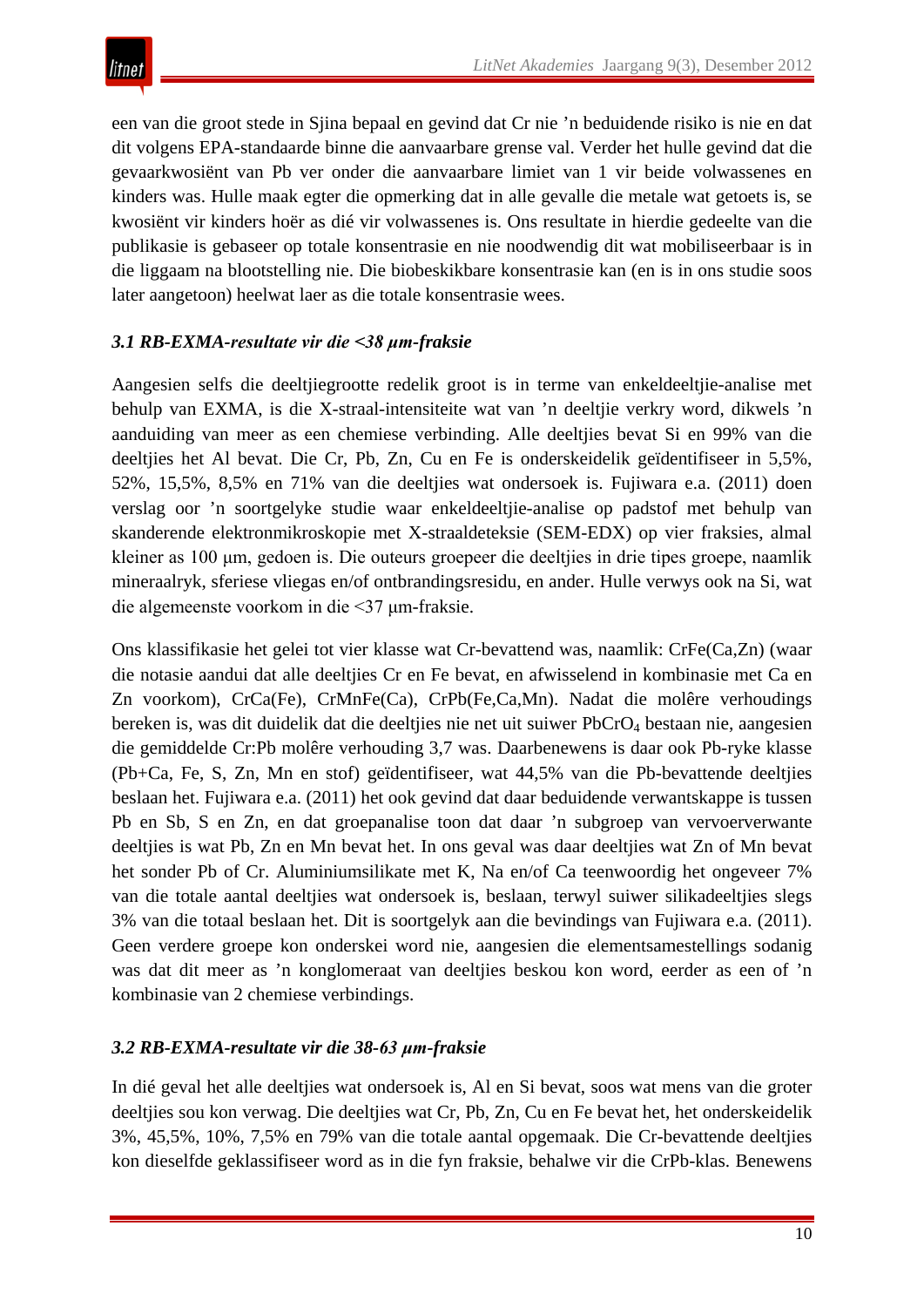een van die groot stede in Sjina bepaal en gevind dat Cr nie ’n beduidende risiko is nie en dat dit volgens EPA-standaarde binne die aanvaarbare grense val. Verder het hulle gevind dat die gevaarkwosiënt van Pb ver onder die aanvaarbare limiet van 1 vir beide volwassenes en kinders was. Hulle maak egter die opmerking dat in alle gevalle die metale wat getoets is, se kwosiënt vir kinders hoër as dié vir volwassenes is. Ons resultate in hierdie gedeelte van die publikasie is gebaseer op totale konsentrasie en nie noodwendig dit wat mobiliseerbaar is in die liggaam na blootstelling nie. Die biobeskikbare konsentrasie kan (en is in ons studie soos later aangetoon) heelwat laer as die totale konsentrasie wees.

### *3.1 RB-EXMA-resultate vir die <38 µm-fraksie*

Aangesien selfs die deeltjiegrootte redelik groot is in terme van enkeldeeltjie-analise met behulp van EXMA, is die X-straal-intensiteite wat van ’n deeltjie verkry word, dikwels ’n aanduiding van meer as een chemiese verbinding. Alle deeltjies bevat Si en 99% van die deeltjies het Al bevat. Die Cr, Pb, Zn, Cu en Fe is onderskeidelik geïdentifiseer in 5,5%, 52%, 15,5%, 8,5% en 71% van die deeltjies wat ondersoek is. Fujiwara e.a. (2011) doen verslag oor ’n soortgelyke studie waar enkeldeeltjie-analise op padstof met behulp van skanderende elektronmikroskopie met X-straaldeteksie (SEM-EDX) op vier fraksies, almal kleiner as 100 µm, gedoen is. Die outeurs groepeer die deeltjies in drie tipes groepe, naamlik mineraalryk, sferiese vliegas en/of ontbrandingsresidu, en ander. Hulle verwys ook na Si, wat die algemeenste voorkom in die <37 µm-fraksie.

Ons klassifikasie het gelei tot vier klasse wat Cr-bevattend was, naamlik: CrFe(Ca,Zn) (waar die notasie aandui dat alle deeltjies Cr en Fe bevat, en afwisselend in kombinasie met Ca en Zn voorkom), CrCa(Fe), CrMnFe(Ca), CrPb(Fe,Ca,Mn). Nadat die molêre verhoudings bereken is, was dit duidelik dat die deeltjies nie net uit suiwer $PbCrO_4$ bestaan nie, aangesien die gemiddelde Cr:Pb molêre verhouding 3,7 was. Daarbenewens is daar ook Pb-ryke klasse (Pb+Ca, Fe, S, Zn, Mn en stof) geïdentifiseer, wat 44,5% van die Pb-bevattende deeltjies beslaan het. Fujiwara e.a. (2011) het ook gevind dat daar beduidende verwantskappe is tussen Pb en Sb, S en Zn, en dat groepanalise toon dat daar ’n subgroep van vervoerverwante deeltjies is wat Pb, Zn en Mn bevat het. In ons geval was daar deeltjies wat Zn of Mn bevat het sonder Pb of Cr. Aluminiumsilikate met K, Na en/of Ca teenwoordig het ongeveer 7% van die totale aantal deeltjies wat ondersoek is, beslaan, terwyl suiwer silikadeeltjies slegs 3% van die totaal beslaan het. Dit is soortgelyk aan die bevindings van Fujiwara e.a. (2011). Geen verdere groepe kon onderskei word nie, aangesien die elementsamestellings sodanig was dat dit meer as ’n konglomeraat van deeltjies beskou kon word, eerder as een of ’n kombinasie van 2 chemiese verbindings.

### *3.2 RB-EXMA-resultate vir die 38-63 µm-fraksie*

In dié geval het alle deeltjies wat ondersoek is, Al en Si bevat, soos wat mens van die groter deeltjies sou kon verwag. Die deeltjies wat Cr, Pb, Zn, Cu en Fe bevat het, het onderskeidelik 3%, 45,5%, 10%, 7,5% en 79% van die totale aantal opgemaak. Die Cr-bevattende deeltjies kon dieselfde geklassifiseer word as in die fyn fraksie, behalwe vir die CrPb-klas. Benewens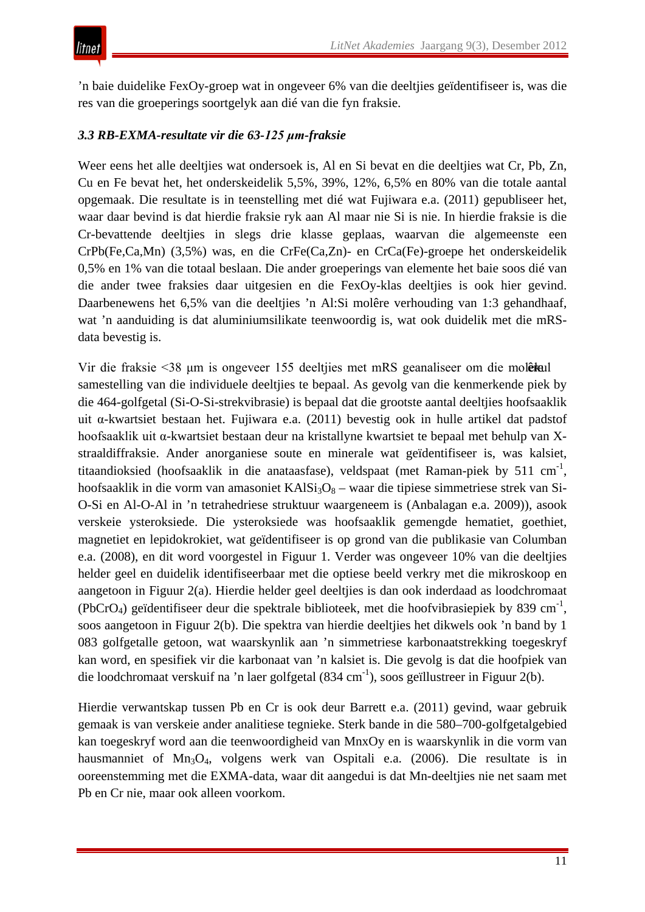’n baie duidelike FexOy-groep wat in ongeveer 6% van die deeltjies geïdentifiseer is, was die res van die groeperings soortgelyk aan dié van die fyn fraksie.

### *3.3 RB-EXMA-resultate vir die 63-125 µm-fraksie*

Weer eens het alle deeltjies wat ondersoek is, Al en Si bevat en die deeltjies wat Cr, Pb, Zn, Cu en Fe bevat het, het onderskeidelik 5,5%, 39%, 12%, 6,5% en 80% van die totale aantal opgemaak. Die resultate is in teenstelling met dié wat Fujiwara e.a. (2011) gepubliseer het, waar daar bevind is dat hierdie fraksie ryk aan Al maar nie Si is nie. In hierdie fraksie is die Cr-bevattende deeltjies in slegs drie klasse geplaas, waarvan die algemeenste een CrPb(Fe,Ca,Mn) (3,5%) was, en die CrFe(Ca,Zn)- en CrCa(Fe)-groepe het onderskeidelik 0,5% en 1% van die totaal beslaan. Die ander groeperings van elemente het baie soos dié van die ander twee fraksies daar uitgesien en die FexOy-klas deeltjies is ook hier gevind. Daarbenewens het 6,5% van die deeltjies ’n Al:Si molêre verhouding van 1:3 gehandhaaf, wat ’n aanduiding is dat aluminiumsilikate teenwoordig is, wat ook duidelik met die mRS-data bevestig is.

Vir die fraksie <38 µm is ongeveer 155 deeltjies met mRS geanaliseer om die molekulêre samestelling van die individuele deeltjies te bepaal. As gevolg van die kenmerkende piek by die 464-golfgetal (Si-O-Si-strekvibrasie) is bepaal dat die grootste aantal deeltjies hoofsaaklik uit α-kwartsiet bestaan het. Fujiwara e.a. (2011) bevestig ook in hulle artikel dat padstof hoofsaaklik uit α-kwartsiet bestaan deur na kristallyne kwartsiet te bepaal met behulp van X-straaldiffraksie. Ander anorganiese soute en minerale wat geïdentifiseer is, was kalsiet, titaandioksied (hoofsaaklik in die anataasfase), veldspaat (met Raman-piek by 511 $cm^{-1}$, hoofsaaklik in die vorm van amasoniet $KAlSi_3O_8$ – waar die tipiese simmetriese strek van Si-O-Si en Al-O-Al in ’n tetrahedriese struktuur waargeneem is (Anbalagan e.a. 2009)), asook verskeie ysteroksiede. Die ysteroksiede was hoofsaaklik gemengde hematiet, goethiet, magnetiet en lepidokrokiet, wat geïdentifiseer is op grond van die publikasie van Columban e.a. (2008), en dit word voorgestel in Figuur 1. Verder was ongeveer 10% van die deeltjies helder geel en duidelik identifiseerbaar met die optiese beeld verkry met die mikroskoop en aangetoon in Figuur 2(a). Hierdie helder geel deeltjies is dan ook inderdaad as loodchromaat ($PbCrO_4$) geïdentifiseer deur die spektrale biblioteek, met die hoofvibrasiepiek by 839 $cm^{-1}$, soos aangetoon in Figuur 2(b). Die spektra van hierdie deeltjies het dikwels ook ’n band by 1 083 golfgetalle getoon, wat waarskynlik aan ’n simmetriese karbonaatstrekking toegeskryf kan word, en spesifiek vir die karbonaat van ’n kalsiet is. Die gevolg is dat die hoofpiek van die loodchromaat verskuif na ’n laer golfgetal (834 $cm^{-1}$), soos geïllustreer in Figuur 2(b).

Hierdie verwantskap tussen Pb en Cr is ook deur Barrett e.a. (2011) gevind, waar gebruik gemaak is van verskeie ander analitiese tegnieke. Sterk bande in die 580–700-golfgetalgebied kan toegeskryf word aan die teenwoordigheid van MnxOy en is waarskynlik in die vorm van hausmanniet of $Mn_3O_4$, volgens werk van Ospitali e.a. (2006). Die resultate is in ooreenstemming met die EXMA-data, waar dit aangedui is dat Mn-deeltjies nie net saam met Pb en Cr nie, maar ook alleen voorkom.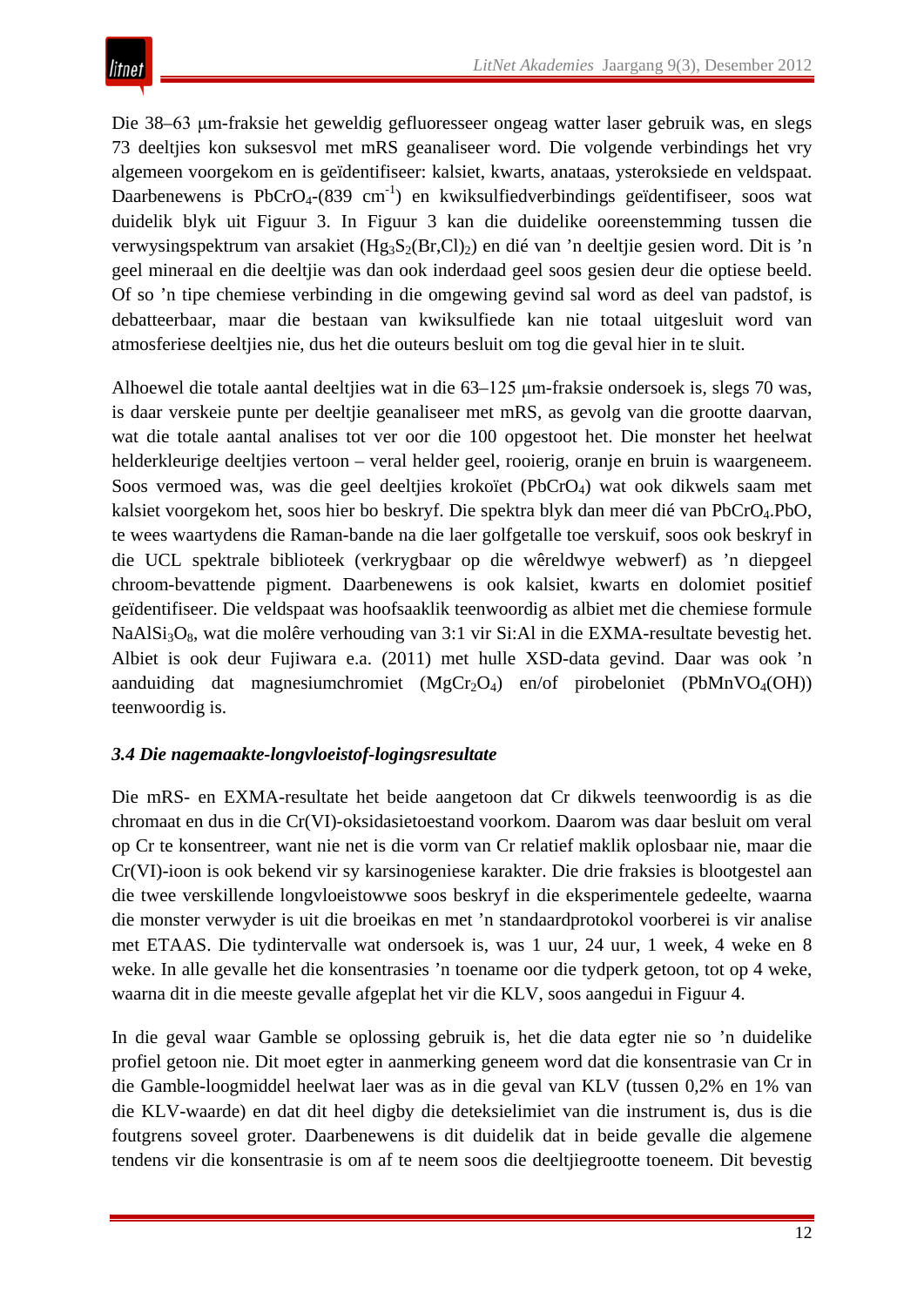Die 38–63 µm-fraksie het geweldig gefluoresseer ongeag watter laser gebruik was, en slegs 73 deeltjies kon suksesvol met mRS geanaliseer word. Die volgende verbindings het vry algemeen voorgekom en is geïdentifiseer: kalsiet, kwarts, anataas, ysteroksiede en veldspaat. Daarbenewens is $PbCrO_4$-(839 $cm^{-1}$) en kwiksulfiedverbindings geïdentifiseer, soos wat duidelik blyk uit Figuur 3. In Figuur 3 kan die duidelike ooreenstemming tussen die verwysingspektrum van arsakiet ($Hg_3S_2(Br,Cl)_2$) en dié van ’n deeltjie gesien word. Dit is ’n geel mineraal en die deeltjie was dan ook inderdaad geel soos gesien deur die optiese beeld. Of so ’n tipe chemiese verbinding in die omgewing gevind sal word as deel van padstof, is debatteerbaar, maar die bestaan van kwiksulfiede kan nie totaal uitgesluit word van atmosferiese deeltjies nie, dus het die outeurs besluit om tog die geval hier in te sluit.

Alhoewel die totale aantal deeltjies wat in die 63–125 µm-fraksie ondersoek is, slegs 70 was, is daar verskeie punte per deeltjie geanaliseer met mRS, as gevolg van die grootte daarvan, wat die totale aantal analises tot ver oor die 100 opgestoot het. Die monster het heelwat helderkleurige deeltjies vertoon – veral helder geel, rooierig, oranje en bruin is waargeneem. Soos vermoed was, was die geel deeltjies krokoïet ($PbCrO_4$) wat ook dikwels saam met kalsiet voorgekom het, soos hier bo beskryf. Die spektra blyk dan meer dié van $PbCrO_4.PbO$, te wees waartydens die Raman-bande na die laer golfgetalle toe verskuif, soos ook beskryf in die UCL spektrale biblioteek (verkrygbaar op die wêreldwye webwerf) as ’n diepgeel chroom-bevattende pigment. Daarbenewens is ook kalsiet, kwarts en dolomiet positief geïdentifiseer. Die veldspaat was hoofsaaklik teenwoordig as albiet met die chemiese formule $NaAlSi_3O_8$, wat die molêre verhouding van 3:1 vir Si:Al in die EXMA-resultate bevestig het. Albiet is ook deur Fujiwara e.a. (2011) met hulle XSD-data gevind. Daar was ook ’n aanduiding dat magnesiumchromiet ($MgCr_2O_4$) en/of pirobeloniet ($PbMnVO_4(OH)$) teenwoordig is.

### *3.4 Die nagemaakte-longvloeistof-logingsresultate*

Die mRS- en EXMA-resultate het beide aangetoon dat Cr dikwels teenwoordig is as die chromaat en dus in die Cr(VI)-oksidasietoestand voorkom. Daarom was daar besluit om veral op Cr te konsentreer, want nie net is die vorm van Cr relatief maklik oplosbaar nie, maar die Cr(VI)-ioon is ook bekend vir sy karsinogeniese karakter. Die drie fraksies is blootgestel aan die twee verskillende longvloeistowwe soos beskryf in die eksperimentele gedeelte, waarna die monster verwyder is uit die broeikas en met ’n standaardprotokol voorberei is vir analise met ETAAS. Die tydintervalle wat ondersoek is, was 1 uur, 24 uur, 1 week, 4 weke en 8 weke. In alle gevalle het die konsentrasies ’n toename oor die tydperk getoon, tot op 4 weke, waarna dit in die meeste gevalle afgeplat het vir die KLV, soos aangedui in Figuur 4.

In die geval waar Gamble se oplossing gebruik is, het die data egter nie so ’n duidelike profiel getoon nie. Dit moet egter in aanmerking geneem word dat die konsentrasie van Cr in die Gamble-loogmiddel heelwat laer was as in die geval van KLV (tussen 0,2% en 1% van die KLV-waarde) en dat dit heel digby die deteksielimiet van die instrument is, dus is die foutgrens soveel groter. Daarbenewens is dit duidelik dat in beide gevalle die algemene tendens vir die konsentrasie is om af te neem soos die deeltjiegrootte toeneem. Dit bevestig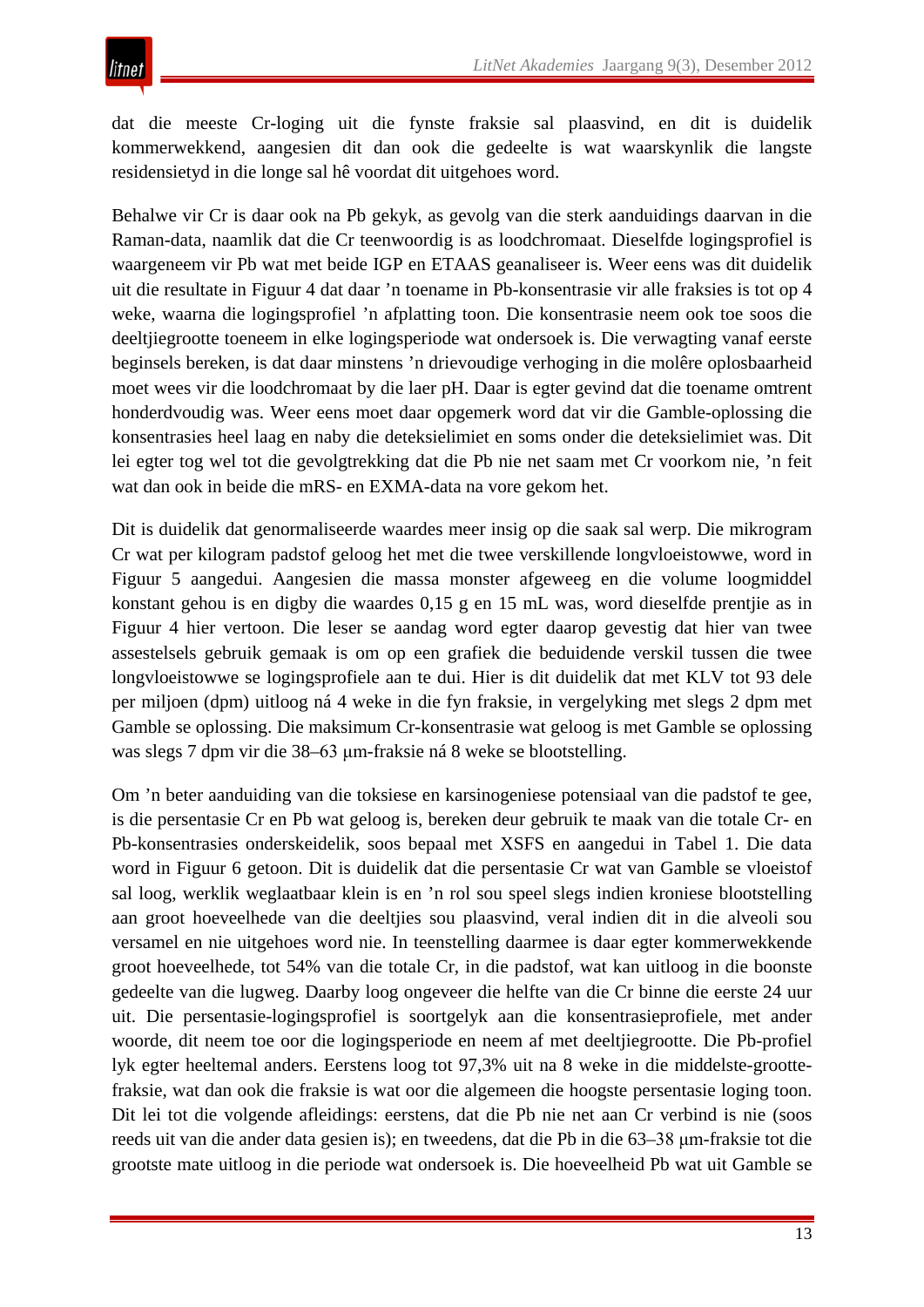dat die meeste Cr-loging uit die fynste fraksie sal plaasvind, en dit is duidelik kommerwekkend, aangesien dit dan ook die gedeelte is wat waarskynlik die langste residensietyd in die longe sal hê voordat dit uitgehoes word.

Behalwe vir Cr is daar ook na Pb gekyk, as gevolg van die sterk aanduidings daarvan in die Raman-data, naamlik dat die Cr teenwoordig is as loodchromaat. Dieselfde logingsprofiel is waargeneem vir Pb wat met beide IGP en ETAAS geanaliseer is. Weer eens was dit duidelik uit die resultate in Figuur 4 dat daar ’n toename in Pb-konsentrasie vir alle fraksies is tot op 4 weke, waarna die logingsprofiel ’n afplatting toon. Die konsentrasie neem ook toe soos die deeltjiegrootte toeneem in elke logingsperiode wat ondersoek is. Die verwagting vanaf eerste beginsels bereken, is dat daar minstens ’n drievoudige verhoging in die molêre oplosbaarheid moet wees vir die loodchromaat by die laer pH. Daar is egter gevind dat die toename omtrent honderdvoudig was. Weer eens moet daar opgemerk word dat vir die Gamble-oplossing die konsentrasies heel laag en naby die deteksielimiet en soms onder die deteksielimiet was. Dit lei egter tog wel tot die gevolgtrekking dat die Pb nie net saam met Cr voorkom nie, ’n feit wat dan ook in beide die mRS- en EXMA-data na vore gekom het.

Dit is duidelik dat genormaliseerde waardes meer insig op die saak sal werp. Die mikrogram Cr wat per kilogram padstof geloog het met die twee verskillende longvloeistowwe, word in Figuur 5 aangedui. Aangesien die massa monster afgeweeg en die volume loogmiddel konstant gehou is en digby die waardes 0,15 g en 15 mL was, word dieselfde prentjie as in Figuur 4 hier vertoon. Die leser se aandag word egter daarop gevestig dat hier van twee assestelsels gebruik gemaak is om op een grafiek die beduidende verskil tussen die twee longvloeistowwe se logingsprofiele aan te dui. Hier is dit duidelik dat met KLV tot 93 dele per miljoen (dpm) uitloog ná 4 weke in die fyn fraksie, in vergelyking met slegs 2 dpm met Gamble se oplossing. Die maksimum Cr-konsentrasie wat geloog is met Gamble se oplossing was slegs 7 dpm vir die 38–63 µm-fraksie ná 8 weke se blootstelling.

Om ’n beter aanduiding van die toksiese en karsinogeniese potensiaal van die padstof te gee, is die persentasie Cr en Pb wat geloog is, bereken deur gebruik te maak van die totale Cr- en Pb-konsentrasies onderskeidelik, soos bepaal met XSFS en aangedui in Tabel 1. Die data word in Figuur 6 getoon. Dit is duidelik dat die persentasie Cr wat van Gamble se vloeistof sal loog, werklik weglaatbaar klein is en ’n rol sou speel slegs indien kroniese blootstelling aan groot hoeveelhede van die deeltjies sou plaasvind, veral indien dit in die alveoli sou versamel en nie uitgehoes word nie. In teenstelling daarmee is daar egter kommerwekkende groot hoeveelhede, tot 54% van die totale Cr, in die padstof, wat kan uitloog in die boonste gedeelte van die lugweg. Daarby loog ongeveer die helfte van die Cr binne die eerste 24 uur uit. Die persentasie-logingsprofiel is soortgelyk aan die konsentrasieprofiele, met ander woorde, dit neem toe oor die logingsperiode en neem af met deeltjiegrootte. Die Pb-profiel lyk egter heeltemal anders. Eerstens loog tot 97,3% uit na 8 weke in die middelste-grootte-fraksie, wat dan ook die fraksie is wat oor die algemeen die hoogste persentasie loging toon. Dit lei tot die volgende afleidings: eerstens, dat die Pb nie net aan Cr verbind is nie (soos reeds uit van die ander data gesien is); en tweedens, dat die Pb in die 63–38 µm-fraksie tot die grootste mate uitloog in die periode wat ondersoek is. Die hoeveelheid Pb wat uit Gamble se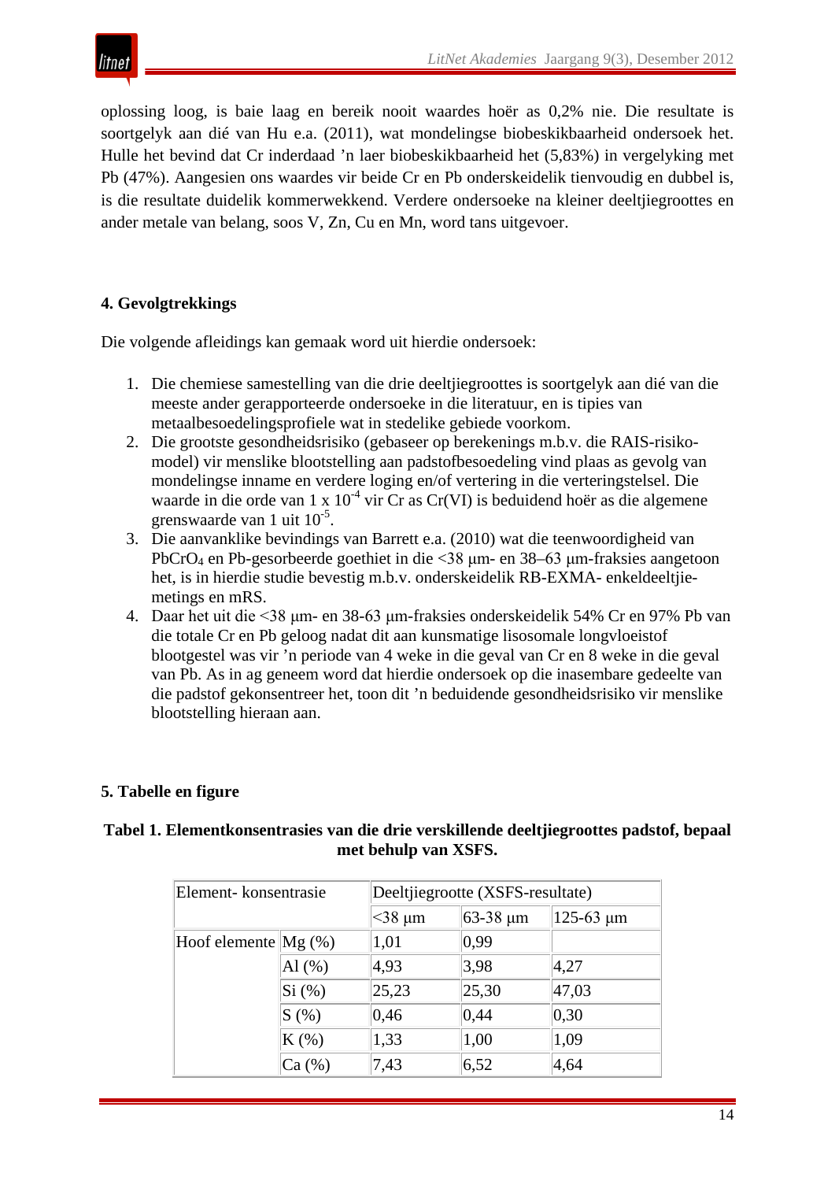oplossing loog, is baie laag en bereik nooit waardes hoër as 0,2% nie. Die resultate is soortgelyk aan dié van Hu e.a. (2011), wat mondelingse biobeskikbaarheid ondersoek het. Hulle het bevind dat Cr inderdaad ’n laer biobeskikbaarheid het (5,83%) in vergelyking met Pb (47%). Aangesien ons waardes vir beide Cr en Pb onderskeidelik tienvoudig en dubbel is, is die resultate duidelik kommerwekkend. Verdere ondersoeke na kleiner deeltjiegroottes en ander metale van belang, soos V, Zn, Cu en Mn, word tans uitgevoer.

## 4. Gevolgtrekkings

Die volgende afleidings kan gemaak word uit hierdie ondersoek:

1. Die chemiese samestelling van die drie deeltjiegroottes is soortgelyk aan dié van die meeste ander gerapporteerde ondersoeke in die literatuur, en is tipies van metaalbesoedelingsprofiele wat in stedelike gebiede voorkom.
2. Die grootste gesondheidsrisiko (gebaseer op berekenings m.b.v. die RAIS-risiko-model) vir menslike blootstelling aan padstofbesoedeling vind plaas as gevolg van mondelingse inname en verdere loging en/of vertering in die verteringstelsel. Die waarde in die orde van 1 x $10^{-4}$ vir Cr as Cr(VI) is beduidend hoër as die algemene grenswaarde van 1 uit $10^{-5}$.
3. Die aanvanklike bevindings van Barrett e.a. (2010) wat die teenwoordigheid van $PbCrO_4$ en Pb-gesorbeerde goethiet in die <38 μm- en 38–63 μm-fraksies aangetoon het, is in hierdie studie bevestig m.b.v. onderskeidelik RB-EXMA- enkeldeeltjie-metings en mRS.
4. Daar het uit die <38 μm- en 38-63 μm-fraksies onderskeidelik 54% Cr en 97% Pb van die totale Cr en Pb geloog nadat dit aan kunsmatige lisosomale longvloeistof blootgestel was vir ’n periode van 4 weke in die geval van Cr en 8 weke in die geval van Pb. As in ag geneem word dat hierdie ondersoek op die inasembare gedeelte van die padstof gekonsentreer het, toon dit ’n beduidende gesondheidsrisiko vir menslike blootstelling hieraan aan.

## 5. Tabelle en figure

**Tabel 1. Elementkonsentrasies van die drie verskillende deeltjiegroottes padstof, bepaal met behulp van XSFS.**

| Element- konsentrasie | | Deeltjiegrootte (XSFS-resultate) | | |
|---|---|---|---|---|
| | | <38 μm | 63-38 μm | 125-63 μm |
| Hoof elemente | Mg (%) | 1,01 | 0,99 | |
| | Al (%) | 4,93 | 3,98 | 4,27 |
| | Si (%) | 25,23 | 25,30 | 47,03 |
| | S (%) | 0,46 | 0,44 | 0,30 |
| | K (%) | 1,33 | 1,00 | 1,09 |
| | Ca (%) | 7,43 | 6,52 | 4,64 |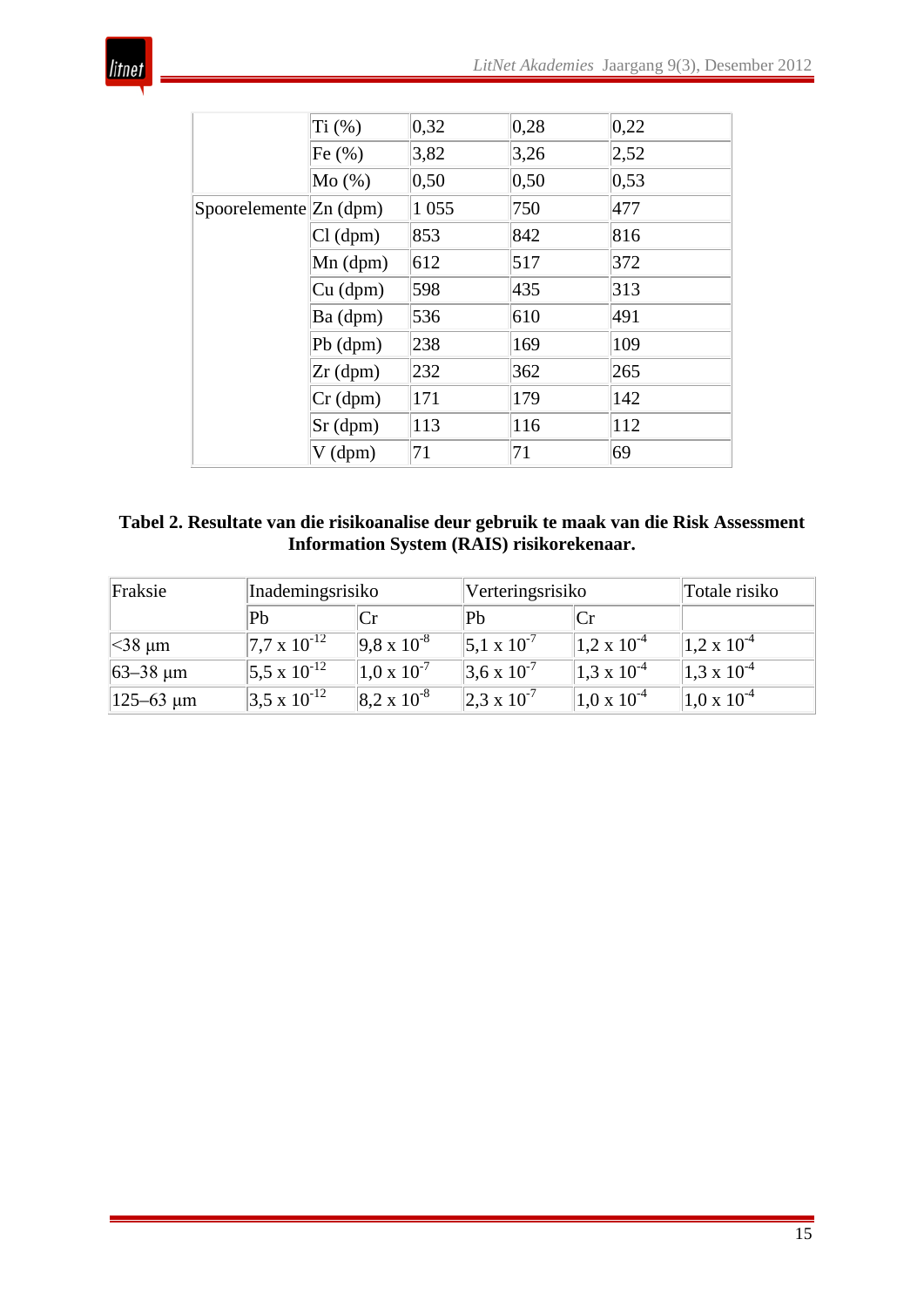|  |  |  |  |  |
|---|---|---|---|---|
|  | Ti (%) | 0,32 | 0,28 | 0,22 |
|  | Fe (%) | 3,82 | 3,26 | 2,52 |
|  | Mo (%) | 0,50 | 0,50 | 0,53 |
| Spoorelemente | Zn (dpm) | 1 055 | 750 | 477 |
|  | Cl (dpm) | 853 | 842 | 816 |
|  | Mn (dpm) | 612 | 517 | 372 |
|  | Cu (dpm) | 598 | 435 | 313 |
|  | Ba (dpm) | 536 | 610 | 491 |
|  | Pb (dpm) | 238 | 169 | 109 |
|  | Zr (dpm) | 232 | 362 | 265 |
|  | Cr (dpm) | 171 | 179 | 142 |
|  | Sr (dpm) | 113 | 116 | 112 |
|  | V (dpm) | 71 | 71 | 69 |

**Tabel 2. Resultate van die risikoanalise deur gebruik te maak van die Risk Assessment Information System (RAIS) risikorekenaar.**

| Fraksie | Inademingsrisiko | | Verteringsrisiko | | Totale risiko |
|---|---|---|---|---|---|
| | Pb | Cr | Pb | Cr | |
| <38 µm | $7,7 \times 10^{-12}$ | $9,8 \times 10^{-8}$ | $5,1 \times 10^{-7}$ | $1,2 \times 10^{-4}$ | $1,2 \times 10^{-4}$ |
| 63–38 µm | $5,5 \times 10^{-12}$ | $1,0 \times 10^{-7}$ | $3,6 \times 10^{-7}$ | $1,3 \times 10^{-4}$ | $1,3 \times 10^{-4}$ |
| 125–63 µm | $3,5 \times 10^{-12}$ | $8,2 \times 10^{-8}$ | $2,3 \times 10^{-7}$ | $1,0 \times 10^{-4}$ | $1,0 \times 10^{-4}$ |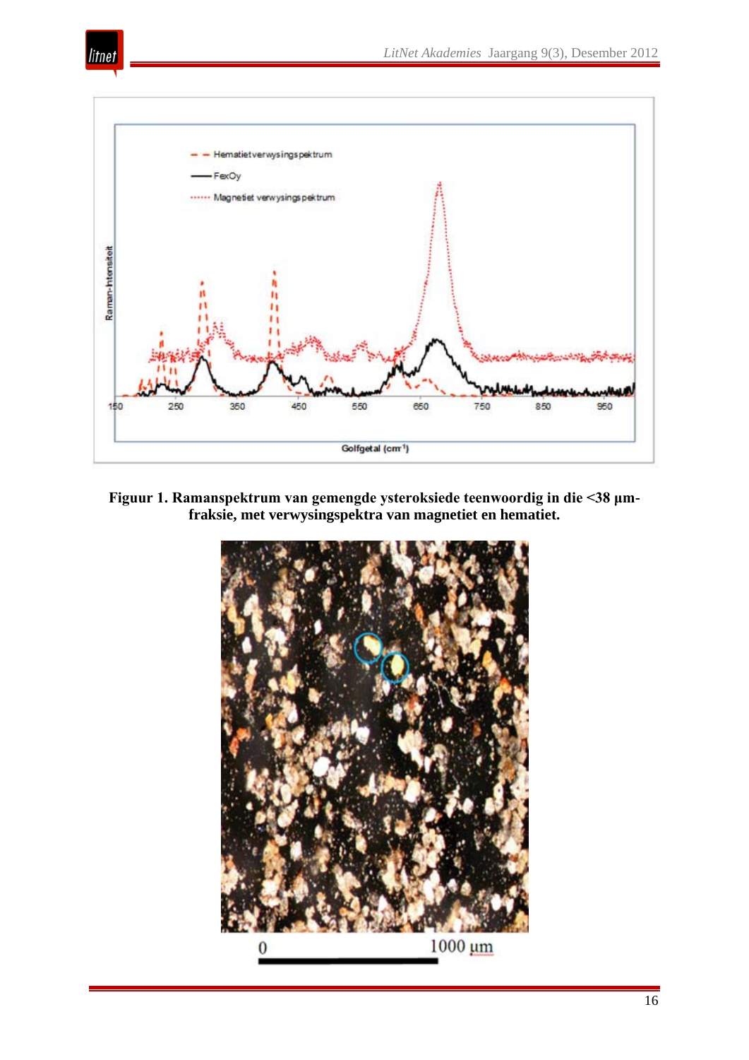**Figuur 1. Ramanspektrum van gemengde ysteroksiede teenwoordig in die <38 µm-fraksie, met verwysingspektra van magnetiet en hematiet.**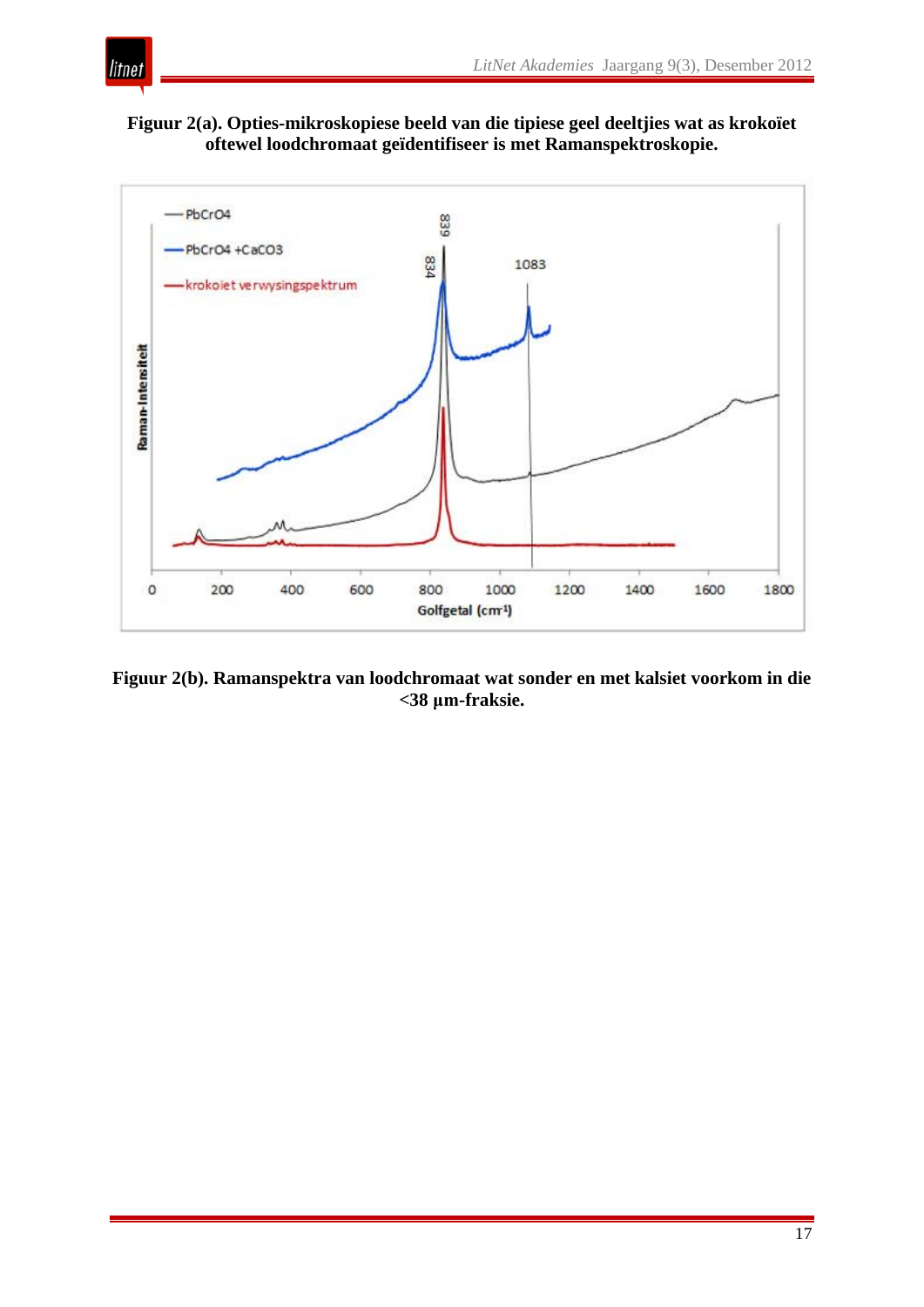**Figuur 2(a). Opties-mikroskopiese beeld van die tipiese geel deeltjies wat as krokoïet oftewel loodchromaat geïdentifiseer is met Ramanspektroskopie.**

**Figuur 2(b). Ramanspektra van loodchromaat wat sonder en met kalsiet voorkom in die <38 µm-fraksie.**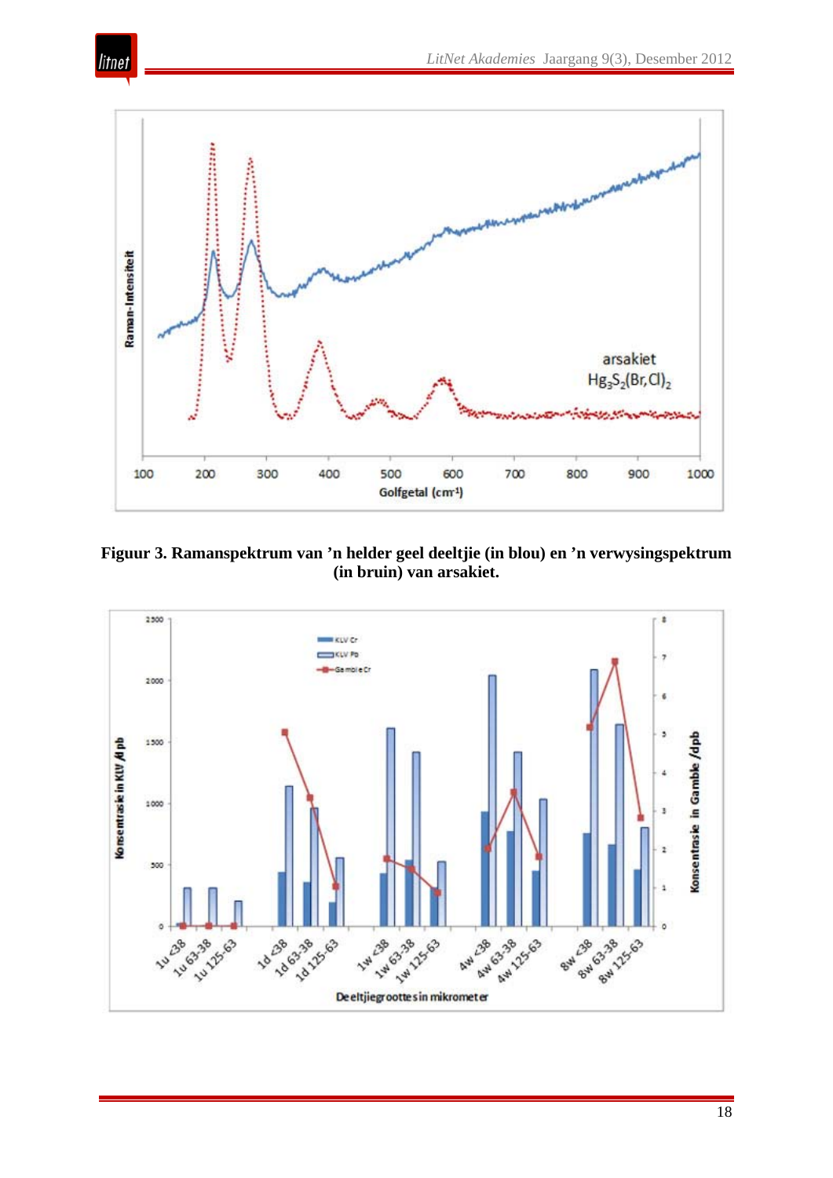Figuur 3. Ramanspektrum van 'n helder geel deeltjie (in blou) en 'n verwysingspektrum (in bruin) van arsakiet.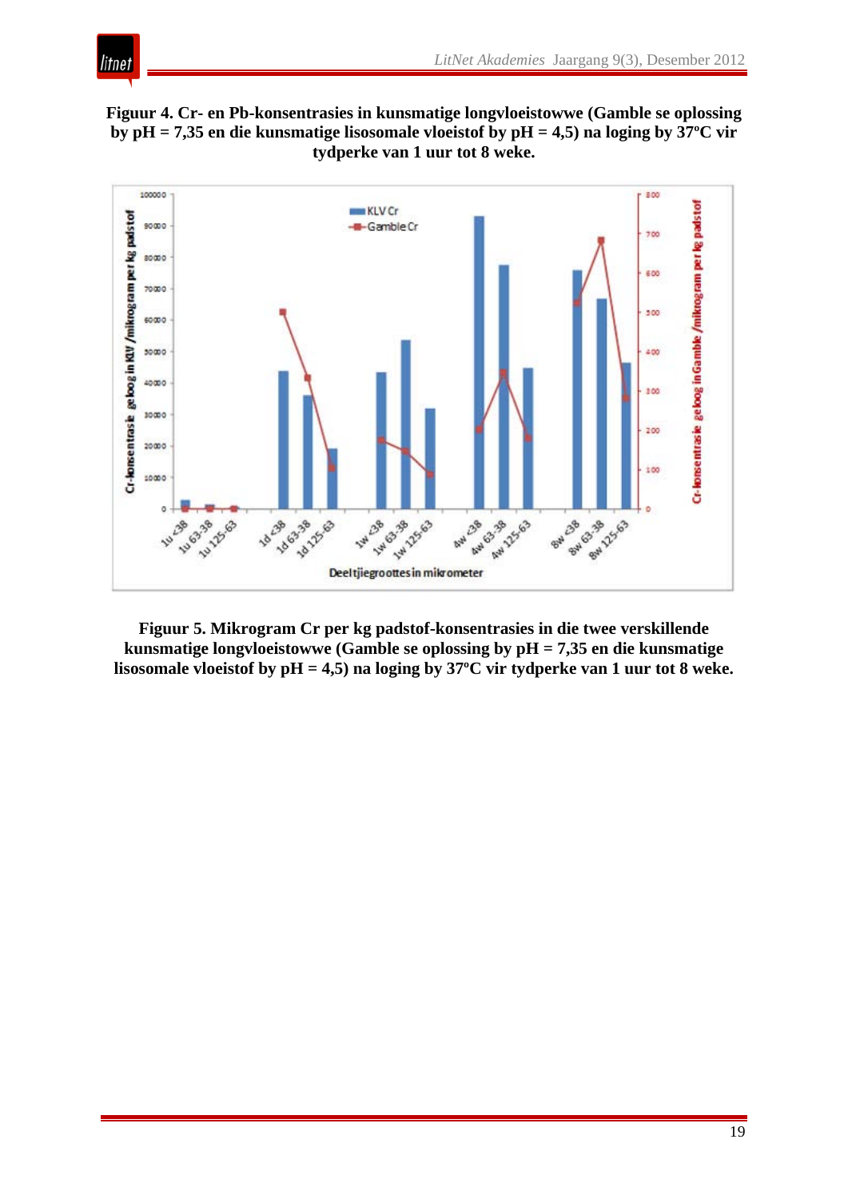**Figuur 4. Cr- en Pb-konsentrasies in kunsmatige longvloeistowwe (Gamble se oplossing by pH = 7,35 en die kunsmatige lisosomale vloeistof by pH = 4,5) na loging by 37ºC vir tydperke van 1 uur tot 8 weke.**

**Figuur 5. Mikrogram Cr per kg padstof-konsentrasies in die twee verskillende kunsmatige longvloeistowwe (Gamble se oplossing by pH = 7,35 en die kunsmatige lisosomale vloeistof by pH = 4,5) na loging by 37ºC vir tydperke van 1 uur tot 8 weke.**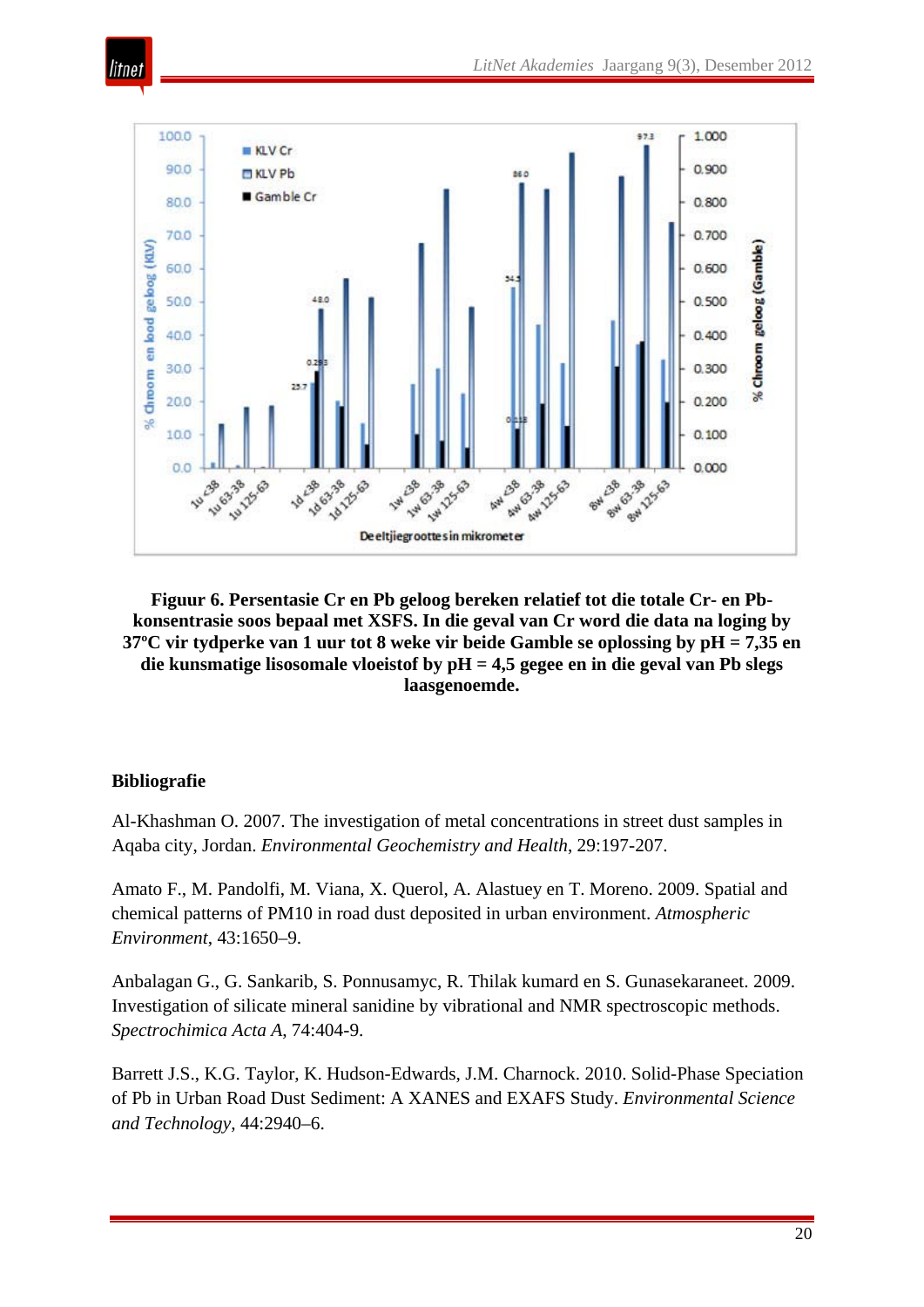**Figuur 6. Persentasie Cr en Pb geloog bereken relatief tot die totale Cr- en Pb-konsentrasie soos bepaal met XSFS. In die geval van Cr word die data na loging by 37ºC vir tydperke van 1 uur tot 8 weke vir beide Gamble se oplossing by pH = 7,35 en die kunsmatige lisosomale vloeistof by pH = 4,5 gegee en in die geval van Pb slegs laasgenoemde.**

## Bibliografie

Al-Khashman O. 2007. The investigation of metal concentrations in street dust samples in Aqaba city, Jordan. *Environmental Geochemistry and Health*, 29:197-207.

Amato F., M. Pandolfi, M. Viana, X. Querol, A. Alastuey en T. Moreno. 2009. Spatial and chemical patterns of PM10 in road dust deposited in urban environment. *Atmospheric Environment*, 43:1650–9.

Anbalagan G., G. Sankarib, S. Ponnusamyc, R. Thilak kumard en S. Gunasekaraneet. 2009. Investigation of silicate mineral sanidine by vibrational and NMR spectroscopic methods. *Spectrochimica Acta A*, 74:404-9.

Barrett J.S., K.G. Taylor, K. Hudson-Edwards, J.M. Charnock. 2010. Solid-Phase Speciation of Pb in Urban Road Dust Sediment: A XANES and EXAFS Study. *Environmental Science and Technology*, 44:2940–6.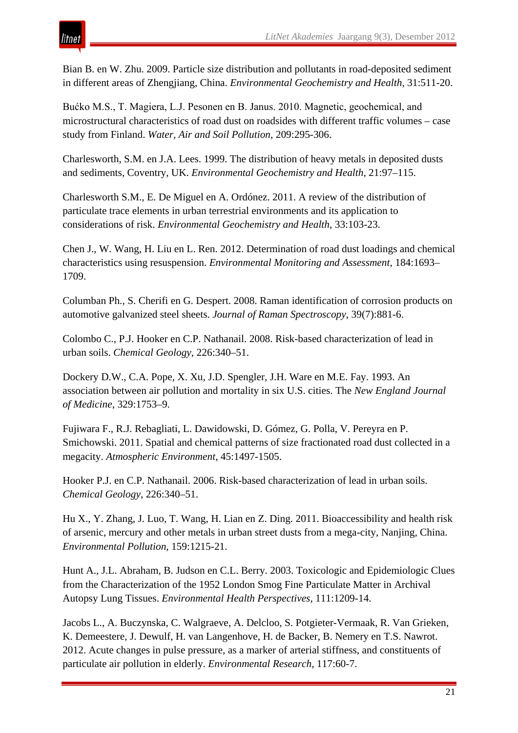Bian B. en W. Zhu. 2009. Particle size distribution and pollutants in road-deposited sediment in different areas of Zhengjiang, China. *Environmental Geochemistry and Health*, 31:511-20.

Bućko M.S., T. Magiera, L.J. Pesonen en B. Janus. 2010. Magnetic, geochemical, and microstructural characteristics of road dust on roadsides with different traffic volumes – case study from Finland. *Water, Air and Soil Pollution*, 209:295-306.

Charlesworth, S.M. en J.A. Lees. 1999. The distribution of heavy metals in deposited dusts and sediments, Coventry, UK. *Environmental Geochemistry and Health*, 21:97–115.

Charlesworth S.M., E. De Miguel en A. Ordónez. 2011. A review of the distribution of particulate trace elements in urban terrestrial environments and its application to considerations of risk. *Environmental Geochemistry and Health*, 33:103-23.

Chen J., W. Wang, H. Liu en L. Ren. 2012. Determination of road dust loadings and chemical characteristics using resuspension. *Environmental Monitoring and Assessment*, 184:1693–1709.

Columban Ph., S. Cherifi en G. Despert. 2008. Raman identification of corrosion products on automotive galvanized steel sheets. *Journal of Raman Spectroscopy*, 39(7):881-6.

Colombo C., P.J. Hooker en C.P. Nathanail. 2008. Risk-based characterization of lead in urban soils. *Chemical Geology*, 226:340–51.

Dockery D.W., C.A. Pope, X. Xu, J.D. Spengler, J.H. Ware en M.E. Fay. 1993. An association between air pollution and mortality in six U.S. cities. The *New England Journal of Medicine*, 329:1753–9.

Fujiwara F., R.J. Rebagliati, L. Dawidowski, D. Gómez, G. Polla, V. Pereyra en P. Smichowski. 2011. Spatial and chemical patterns of size fractionated road dust collected in a megacity. *Atmospheric Environment*, 45:1497-1505.

Hooker P.J. en C.P. Nathanail. 2006. Risk-based characterization of lead in urban soils. *Chemical Geology*, 226:340–51.

Hu X., Y. Zhang, J. Luo, T. Wang, H. Lian en Z. Ding. 2011. Bioaccessibility and health risk of arsenic, mercury and other metals in urban street dusts from a mega-city, Nanjing, China. *Environmental Pollution*, 159:1215-21.

Hunt A., J.L. Abraham, B. Judson en C.L. Berry. 2003. Toxicologic and Epidemiologic Clues from the Characterization of the 1952 London Smog Fine Particulate Matter in Archival Autopsy Lung Tissues. *Environmental Health Perspectives*, 111:1209-14.

Jacobs L., A. Buczynska, C. Walgraeve, A. Delcloo, S. Potgieter-Vermaak, R. Van Grieken, K. Demeestere, J. Dewulf, H. van Langenhove, H. de Backer, B. Nemery en T.S. Nawrot. 2012. Acute changes in pulse pressure, as a marker of arterial stiffness, and constituents of particulate air pollution in elderly. *Environmental Research*, 117:60-7.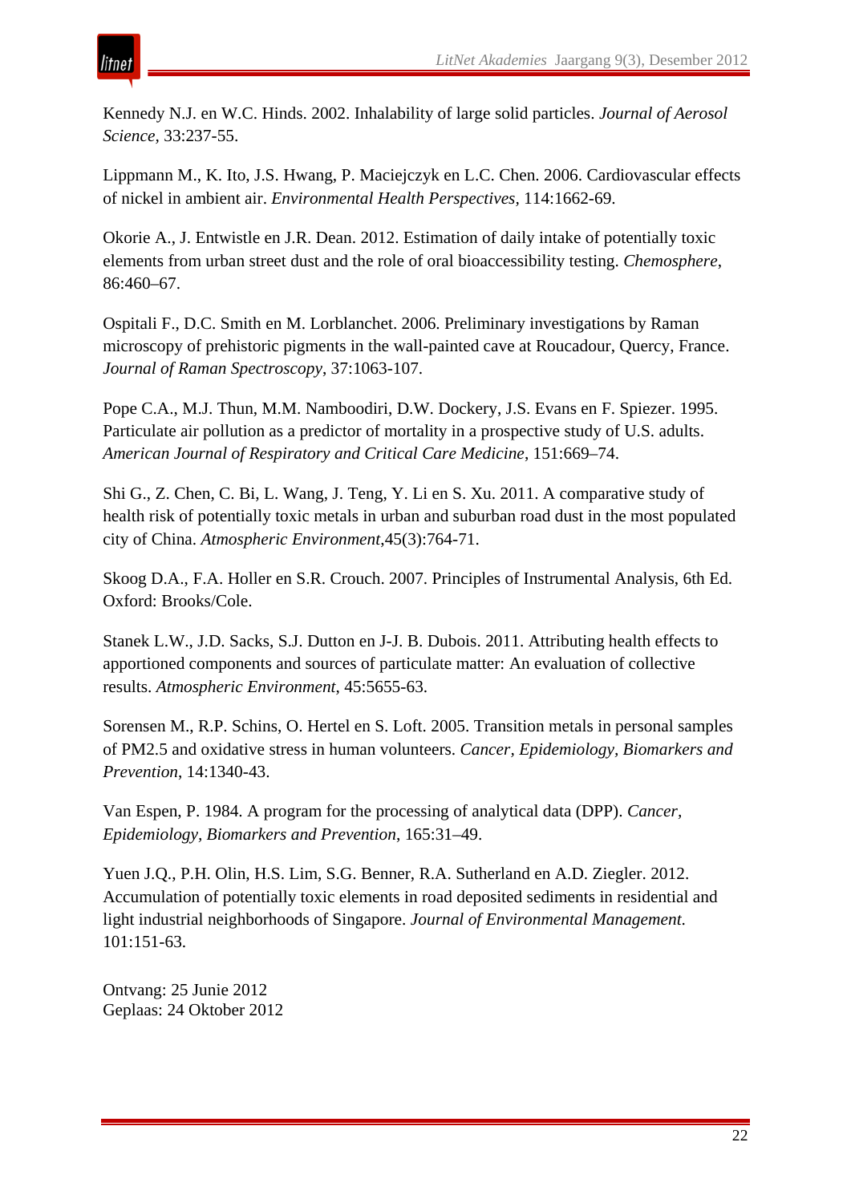Kennedy N.J. en W.C. Hinds. 2002. Inhalability of large solid particles. *Journal of Aerosol Science*, 33:237-55.

Lippmann M., K. Ito, J.S. Hwang, P. Maciejczyk en L.C. Chen. 2006. Cardiovascular effects of nickel in ambient air. *Environmental Health Perspectives*, 114:1662-69.

Okorie A., J. Entwistle en J.R. Dean. 2012. Estimation of daily intake of potentially toxic elements from urban street dust and the role of oral bioaccessibility testing. *Chemosphere*, 86:460–67.

Ospitali F., D.C. Smith en M. Lorblanchet. 2006. Preliminary investigations by Raman microscopy of prehistoric pigments in the wall-painted cave at Roucadour, Quercy, France. *Journal of Raman Spectroscopy*, 37:1063-107.

Pope C.A., M.J. Thun, M.M. Namboodiri, D.W. Dockery, J.S. Evans en F. Spiezer. 1995. Particulate air pollution as a predictor of mortality in a prospective study of U.S. adults. *American Journal of Respiratory and Critical Care Medicine*, 151:669–74.

Shi G., Z. Chen, C. Bi, L. Wang, J. Teng, Y. Li en S. Xu. 2011. A comparative study of health risk of potentially toxic metals in urban and suburban road dust in the most populated city of China. *Atmospheric Environment*,45(3):764-71.

Skoog D.A., F.A. Holler en S.R. Crouch. 2007. Principles of Instrumental Analysis, 6th Ed. Oxford: Brooks/Cole.

Stanek L.W., J.D. Sacks, S.J. Dutton en J-J. B. Dubois. 2011. Attributing health effects to apportioned components and sources of particulate matter: An evaluation of collective results. *Atmospheric Environment*, 45:5655-63.

Sorensen M., R.P. Schins, O. Hertel en S. Loft. 2005. Transition metals in personal samples of PM2.5 and oxidative stress in human volunteers. *Cancer, Epidemiology, Biomarkers and Prevention*, 14:1340-43.

Van Espen, P. 1984. A program for the processing of analytical data (DPP). *Cancer, Epidemiology, Biomarkers and Prevention*, 165:31–49.

Yuen J.Q., P.H. Olin, H.S. Lim, S.G. Benner, R.A. Sutherland en A.D. Ziegler. 2012. Accumulation of potentially toxic elements in road deposited sediments in residential and light industrial neighborhoods of Singapore. *Journal of Environmental Management*. 101:151-63.

Ontvang: 25 Junie 2012
Geplaas: 24 Oktober 2012